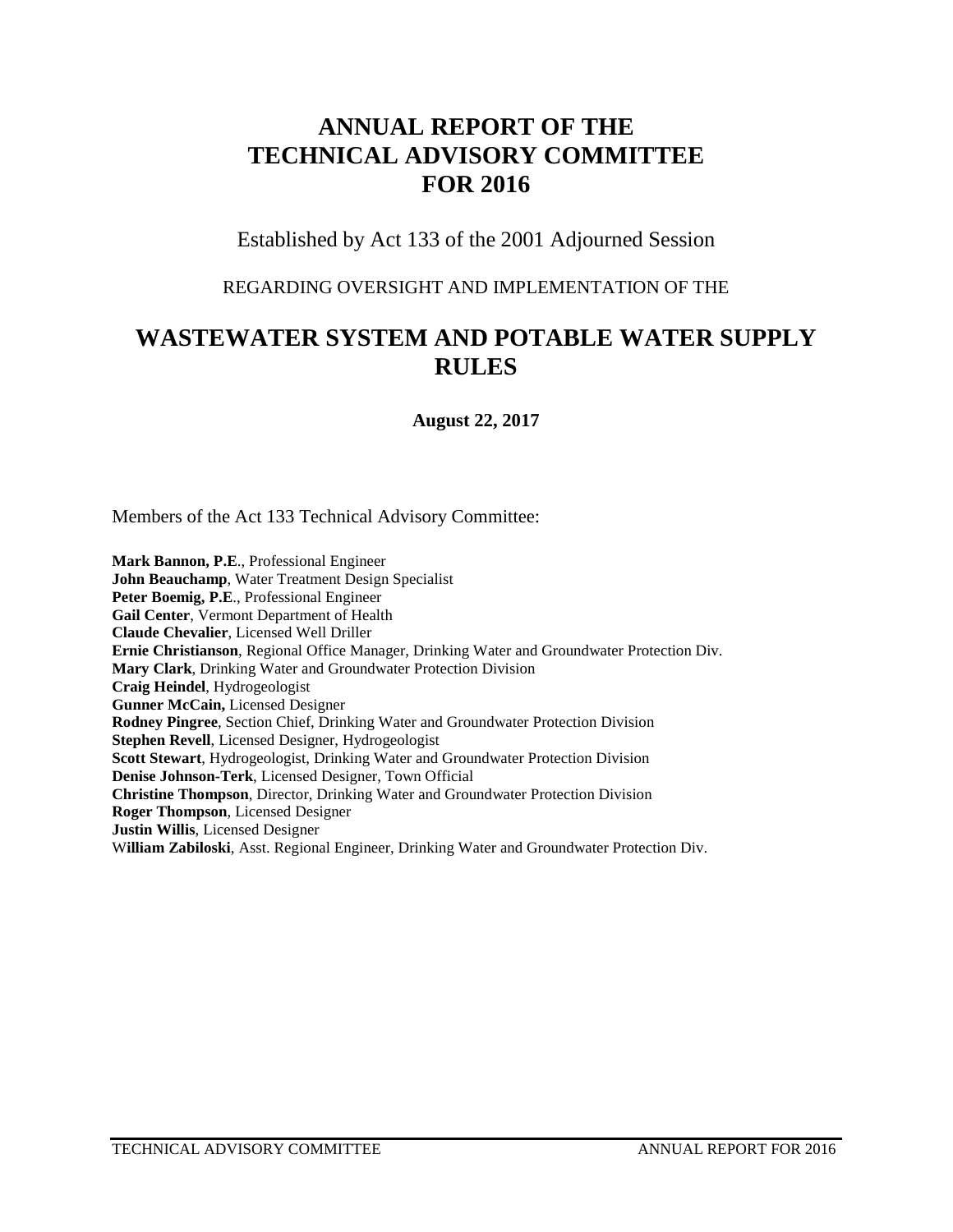# ANNUAL REPORT OF THE TECHNICAL ADVISORY COMMITTEE FOR 2016

Established by Act 133 of the 2001 Adjourned Session

REGARDING OVERSIGHT AND IMPLEMENTATION OF THE

# WASTEWATER SYSTEM AND POTABLE WATER SUPPLY RULES

**August 22, 2017**

Members of the Act 133 Technical Advisory Committee:

**Mark Bannon, P.E**., Professional Engineer
**John Beauchamp**, Water Treatment Design Specialist
**Peter Boemig, P.E**., Professional Engineer
**Gail Center**, Vermont Department of Health
**Claude Chevalier**, Licensed Well Driller
**Ernie Christianson**, Regional Office Manager, Drinking Water and Groundwater Protection Div.
**Mary Clark**, Drinking Water and Groundwater Protection Division
**Craig Heindel**, Hydrogeologist
**Gunner McCain,** Licensed Designer
**Rodney Pingree**, Section Chief, Drinking Water and Groundwater Protection Division
**Stephen Revell**, Licensed Designer, Hydrogeologist
**Scott Stewart**, Hydrogeologist, Drinking Water and Groundwater Protection Division
**Denise Johnson-Terk**, Licensed Designer, Town Official
**Christine Thompson**, Director, Drinking Water and Groundwater Protection Division
**Roger Thompson**, Licensed Designer
**Justin Willis**, Licensed Designer
W**illiam Zabiloski**, Asst. Regional Engineer, Drinking Water and Groundwater Protection Div.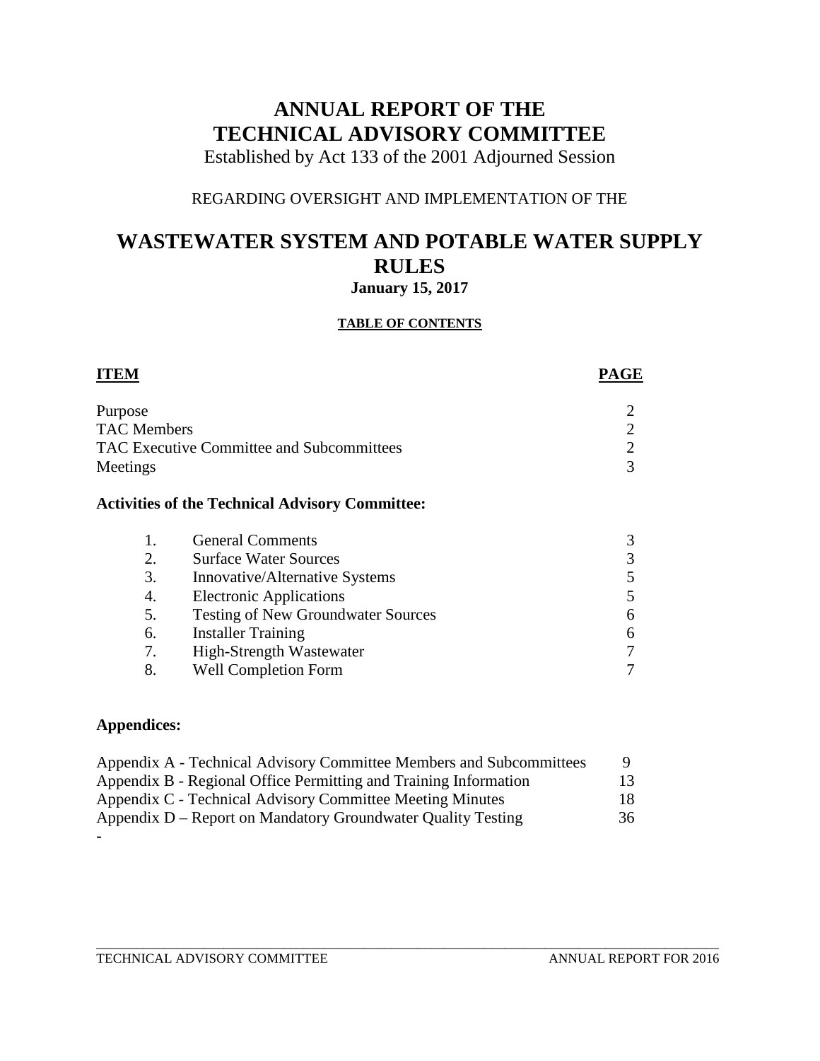# ANNUAL REPORT OF THE TECHNICAL ADVISORY COMMITTEE

Established by Act 133 of the 2001 Adjourned Session

REGARDING OVERSIGHT AND IMPLEMENTATION OF THE

# WASTEWATER SYSTEM AND POTABLE WATER SUPPLY RULES

**January 15, 2017**

**TABLE OF CONTENTS**

| ITEM | PAGE |
|---|---|
| Purpose | 2 |
| TAC Members | 2 |
| TAC Executive Committee and Subcommittees | 2 |
| Meetings | 3 |

**Activities of the Technical Advisory Committee:**

| | | |
|---|---|---|
| 1. | General Comments | 3 |
| 2. | Surface Water Sources | 3 |
| 3. | Innovative/Alternative Systems | 5 |
| 4. | Electronic Applications | 5 |
| 5. | Testing of New Groundwater Sources | 6 |
| 6. | Installer Training | 6 |
| 7. | High-Strength Wastewater | 7 |
| 8. | Well Completion Form | 7 |

**Appendices:**

| | |
|---|---|
| Appendix A - Technical Advisory Committee Members and Subcommittees | 9 |
| Appendix B - Regional Office Permitting and Training Information | 13 |
| Appendix C - Technical Advisory Committee Meeting Minutes | 18 |
| Appendix D – Report on Mandatory Groundwater Quality Testing | 36 |

-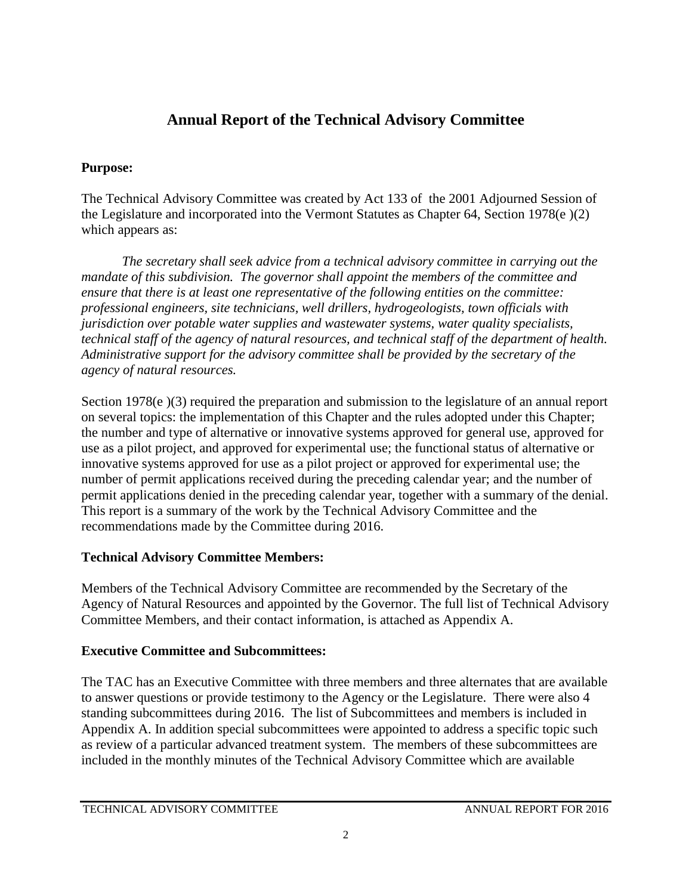# Annual Report of the Technical Advisory Committee

## Purpose:

The Technical Advisory Committee was created by Act 133 of the 2001 Adjourned Session of the Legislature and incorporated into the Vermont Statutes as Chapter 64, Section 1978(e )(2) which appears as:

> *The secretary shall seek advice from a technical advisory committee in carrying out the mandate of this subdivision. The governor shall appoint the members of the committee and ensure that there is at least one representative of the following entities on the committee: professional engineers, site technicians, well drillers, hydrogeologists, town officials with jurisdiction over potable water supplies and wastewater systems, water quality specialists, technical staff of the agency of natural resources, and technical staff of the department of health. Administrative support for the advisory committee shall be provided by the secretary of the agency of natural resources.*

Section 1978(e )(3) required the preparation and submission to the legislature of an annual report on several topics: the implementation of this Chapter and the rules adopted under this Chapter; the number and type of alternative or innovative systems approved for general use, approved for use as a pilot project, and approved for experimental use; the functional status of alternative or innovative systems approved for use as a pilot project or approved for experimental use; the number of permit applications received during the preceding calendar year; and the number of permit applications denied in the preceding calendar year, together with a summary of the denial. This report is a summary of the work by the Technical Advisory Committee and the recommendations made by the Committee during 2016.

## Technical Advisory Committee Members:

Members of the Technical Advisory Committee are recommended by the Secretary of the Agency of Natural Resources and appointed by the Governor. The full list of Technical Advisory Committee Members, and their contact information, is attached as Appendix A.

## Executive Committee and Subcommittees:

The TAC has an Executive Committee with three members and three alternates that are available to answer questions or provide testimony to the Agency or the Legislature. There were also 4 standing subcommittees during 2016. The list of Subcommittees and members is included in Appendix A. In addition special subcommittees were appointed to address a specific topic such as review of a particular advanced treatment system. The members of these subcommittees are included in the monthly minutes of the Technical Advisory Committee which are available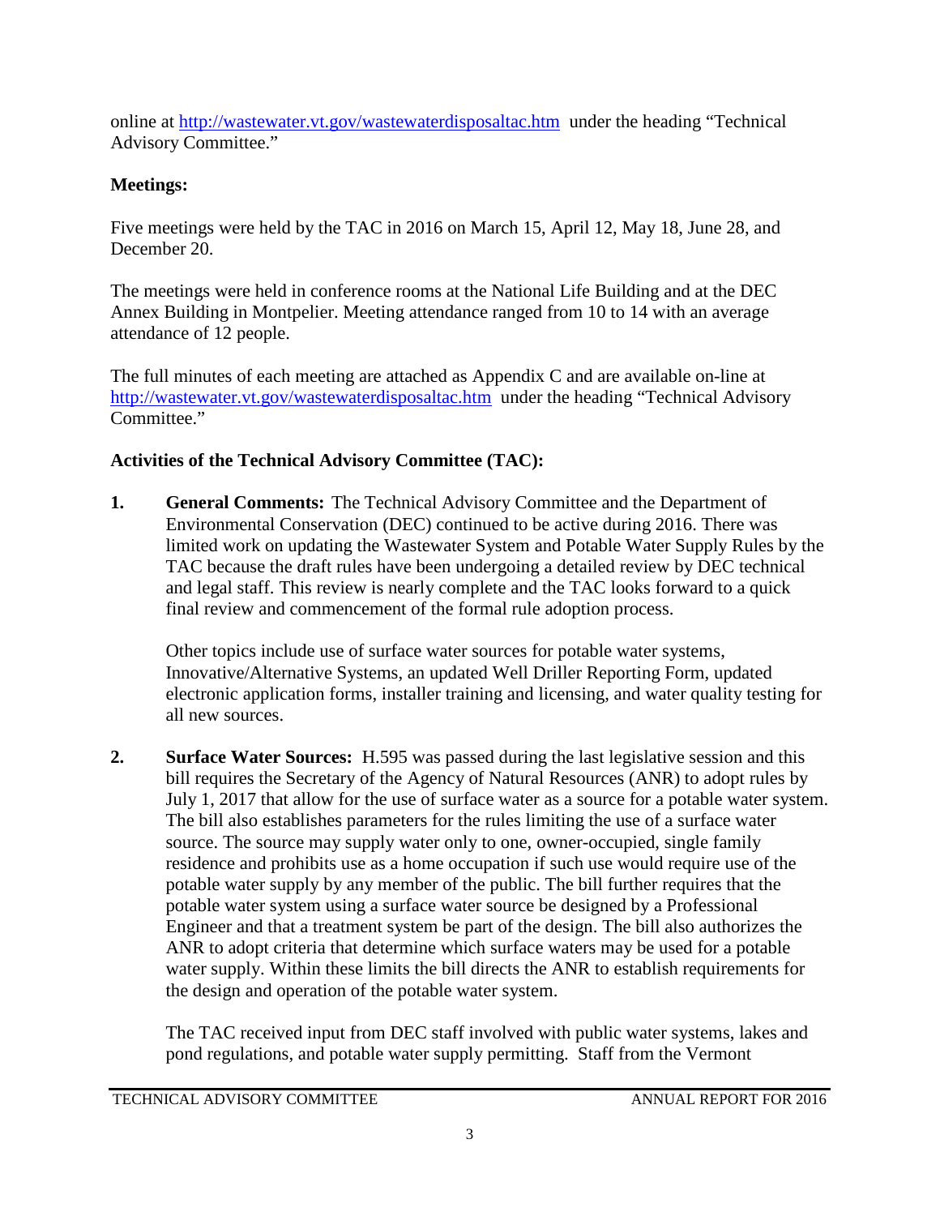online at http://wastewater.vt.gov/wastewaterdisposaltac.htm under the heading "Technical Advisory Committee."

**Meetings:**

Five meetings were held by the TAC in 2016 on March 15, April 12, May 18, June 28, and December 20.

The meetings were held in conference rooms at the National Life Building and at the DEC Annex Building in Montpelier. Meeting attendance ranged from 10 to 14 with an average attendance of 12 people.

The full minutes of each meeting are attached as Appendix C and are available on-line at http://wastewater.vt.gov/wastewaterdisposaltac.htm under the heading "Technical Advisory Committee."

**Activities of the Technical Advisory Committee (TAC):**

1. **General Comments:** The Technical Advisory Committee and the Department of Environmental Conservation (DEC) continued to be active during 2016. There was limited work on updating the Wastewater System and Potable Water Supply Rules by the TAC because the draft rules have been undergoing a detailed review by DEC technical and legal staff. This review is nearly complete and the TAC looks forward to a quick final review and commencement of the formal rule adoption process.

   Other topics include use of surface water sources for potable water systems, Innovative/Alternative Systems, an updated Well Driller Reporting Form, updated electronic application forms, installer training and licensing, and water quality testing for all new sources.

2. **Surface Water Sources:** H.595 was passed during the last legislative session and this bill requires the Secretary of the Agency of Natural Resources (ANR) to adopt rules by July 1, 2017 that allow for the use of surface water as a source for a potable water system. The bill also establishes parameters for the rules limiting the use of a surface water source. The source may supply water only to one, owner-occupied, single family residence and prohibits use as a home occupation if such use would require use of the potable water supply by any member of the public. The bill further requires that the potable water system using a surface water source be designed by a Professional Engineer and that a treatment system be part of the design. The bill also authorizes the ANR to adopt criteria that determine which surface waters may be used for a potable water supply. Within these limits the bill directs the ANR to establish requirements for the design and operation of the potable water system.

   The TAC received input from DEC staff involved with public water systems, lakes and pond regulations, and potable water supply permitting. Staff from the Vermont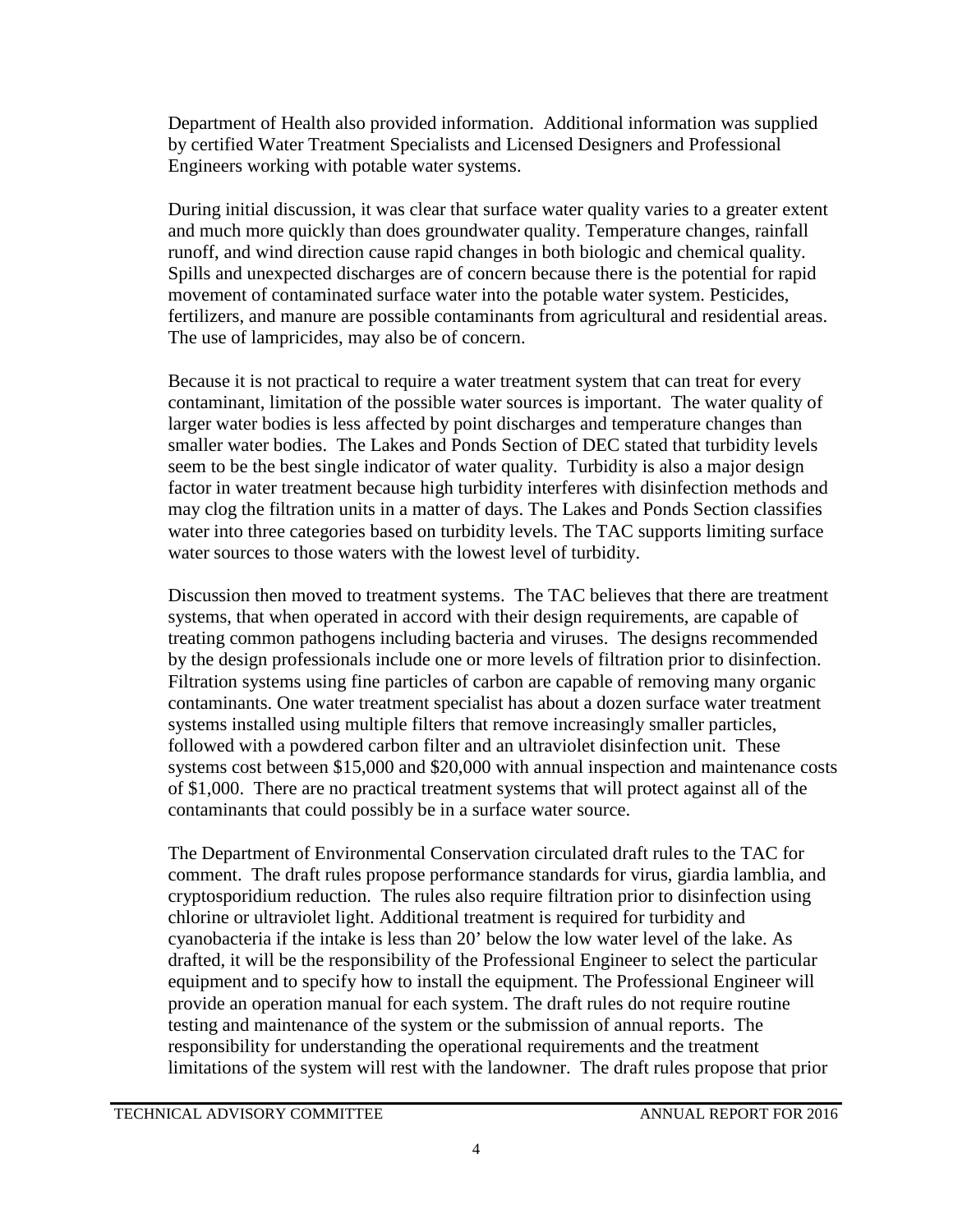Department of Health also provided information. Additional information was supplied by certified Water Treatment Specialists and Licensed Designers and Professional Engineers working with potable water systems.

During initial discussion, it was clear that surface water quality varies to a greater extent and much more quickly than does groundwater quality. Temperature changes, rainfall runoff, and wind direction cause rapid changes in both biologic and chemical quality. Spills and unexpected discharges are of concern because there is the potential for rapid movement of contaminated surface water into the potable water system. Pesticides, fertilizers, and manure are possible contaminants from agricultural and residential areas. The use of lampricides, may also be of concern.

Because it is not practical to require a water treatment system that can treat for every contaminant, limitation of the possible water sources is important. The water quality of larger water bodies is less affected by point discharges and temperature changes than smaller water bodies. The Lakes and Ponds Section of DEC stated that turbidity levels seem to be the best single indicator of water quality. Turbidity is also a major design factor in water treatment because high turbidity interferes with disinfection methods and may clog the filtration units in a matter of days. The Lakes and Ponds Section classifies water into three categories based on turbidity levels. The TAC supports limiting surface water sources to those waters with the lowest level of turbidity.

Discussion then moved to treatment systems. The TAC believes that there are treatment systems, that when operated in accord with their design requirements, are capable of treating common pathogens including bacteria and viruses. The designs recommended by the design professionals include one or more levels of filtration prior to disinfection. Filtration systems using fine particles of carbon are capable of removing many organic contaminants. One water treatment specialist has about a dozen surface water treatment systems installed using multiple filters that remove increasingly smaller particles, followed with a powdered carbon filter and an ultraviolet disinfection unit. These systems cost between $15,000 and $20,000 with annual inspection and maintenance costs of $1,000. There are no practical treatment systems that will protect against all of the contaminants that could possibly be in a surface water source.

The Department of Environmental Conservation circulated draft rules to the TAC for comment. The draft rules propose performance standards for virus, giardia lamblia, and cryptosporidium reduction. The rules also require filtration prior to disinfection using chlorine or ultraviolet light. Additional treatment is required for turbidity and cyanobacteria if the intake is less than 20' below the low water level of the lake. As drafted, it will be the responsibility of the Professional Engineer to select the particular equipment and to specify how to install the equipment. The Professional Engineer will provide an operation manual for each system. The draft rules do not require routine testing and maintenance of the system or the submission of annual reports. The responsibility for understanding the operational requirements and the treatment limitations of the system will rest with the landowner. The draft rules propose that prior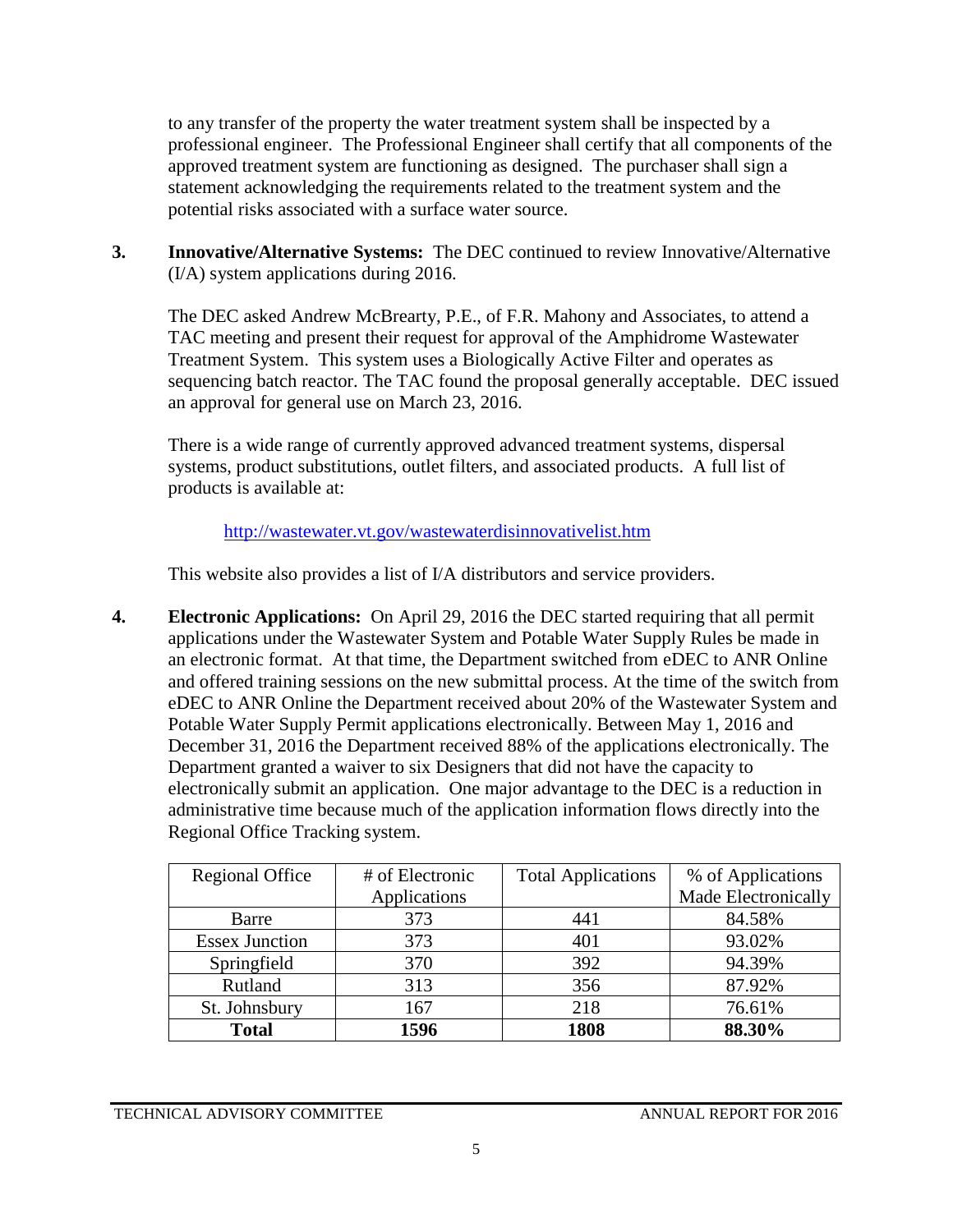to any transfer of the property the water treatment system shall be inspected by a professional engineer. The Professional Engineer shall certify that all components of the approved treatment system are functioning as designed. The purchaser shall sign a statement acknowledging the requirements related to the treatment system and the potential risks associated with a surface water source.

3. **Innovative/Alternative Systems:** The DEC continued to review Innovative/Alternative (I/A) system applications during 2016.

   The DEC asked Andrew McBrearty, P.E., of F.R. Mahony and Associates, to attend a TAC meeting and present their request for approval of the Amphidrome Wastewater Treatment System. This system uses a Biologically Active Filter and operates as sequencing batch reactor. The TAC found the proposal generally acceptable. DEC issued an approval for general use on March 23, 2016.

   There is a wide range of currently approved advanced treatment systems, dispersal systems, product substitutions, outlet filters, and associated products. A full list of products is available at:

   http://wastewater.vt.gov/wastewaterdisinnovativelist.htm

   This website also provides a list of I/A distributors and service providers.

4. **Electronic Applications:** On April 29, 2016 the DEC started requiring that all permit applications under the Wastewater System and Potable Water Supply Rules be made in an electronic format. At that time, the Department switched from eDEC to ANR Online and offered training sessions on the new submittal process. At the time of the switch from eDEC to ANR Online the Department received about 20% of the Wastewater System and Potable Water Supply Permit applications electronically. Between May 1, 2016 and December 31, 2016 the Department received 88% of the applications electronically. The Department granted a waiver to six Designers that did not have the capacity to electronically submit an application. One major advantage to the DEC is a reduction in administrative time because much of the application information flows directly into the Regional Office Tracking system.

| Regional Office | # of Electronic Applications | Total Applications | % of Applications Made Electronically |
|---|---|---|---|
| Barre | 373 | 441 | 84.58% |
| Essex Junction | 373 | 401 | 93.02% |
| Springfield | 370 | 392 | 94.39% |
| Rutland | 313 | 356 | 87.92% |
| St. Johnsbury | 167 | 218 | 76.61% |
| **Total** | **1596** | **1808** | **88.30%** |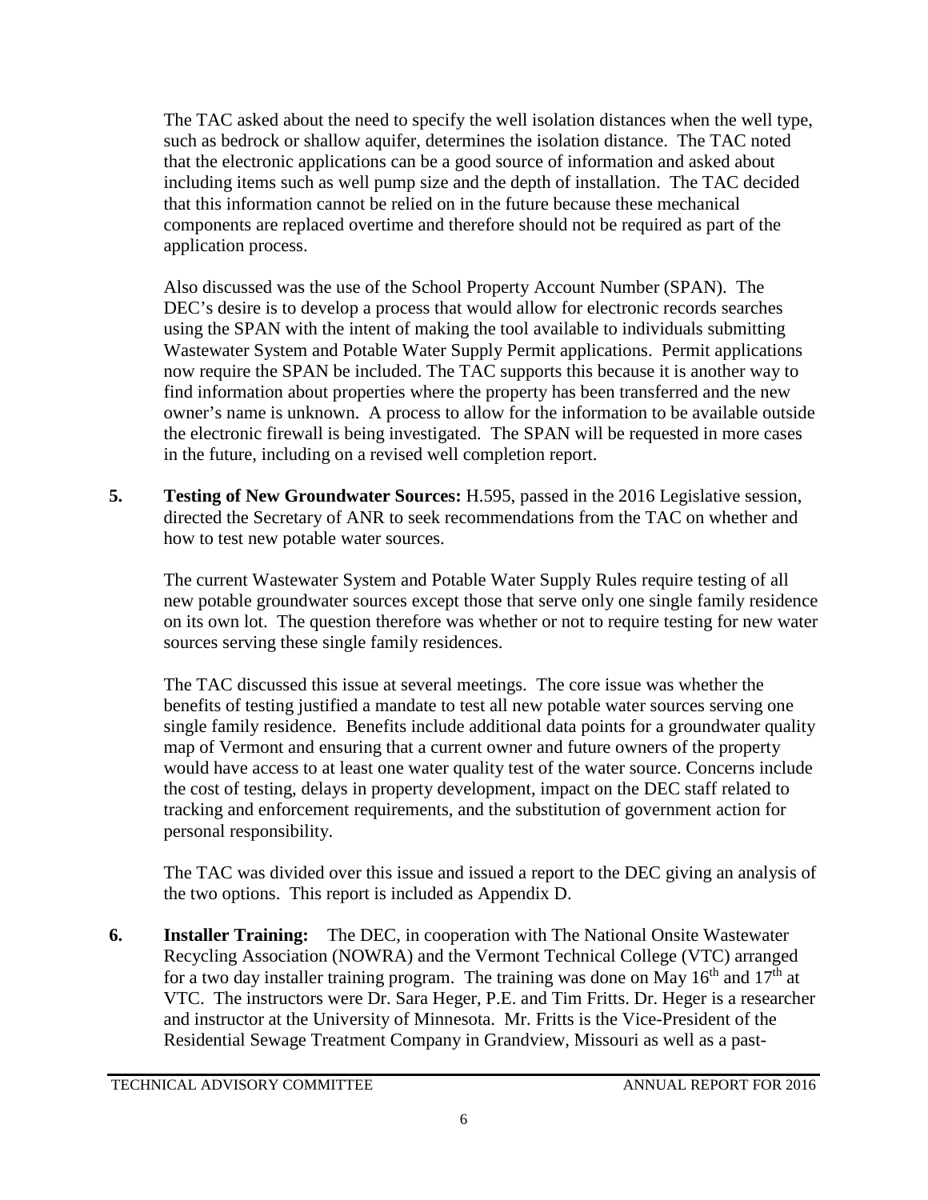The TAC asked about the need to specify the well isolation distances when the well type, such as bedrock or shallow aquifer, determines the isolation distance. The TAC noted that the electronic applications can be a good source of information and asked about including items such as well pump size and the depth of installation. The TAC decided that this information cannot be relied on in the future because these mechanical components are replaced overtime and therefore should not be required as part of the application process.

Also discussed was the use of the School Property Account Number (SPAN). The DEC's desire is to develop a process that would allow for electronic records searches using the SPAN with the intent of making the tool available to individuals submitting Wastewater System and Potable Water Supply Permit applications. Permit applications now require the SPAN be included. The TAC supports this because it is another way to find information about properties where the property has been transferred and the new owner's name is unknown. A process to allow for the information to be available outside the electronic firewall is being investigated. The SPAN will be requested in more cases in the future, including on a revised well completion report.

**5. Testing of New Groundwater Sources:** H.595, passed in the 2016 Legislative session, directed the Secretary of ANR to seek recommendations from the TAC on whether and how to test new potable water sources.

The current Wastewater System and Potable Water Supply Rules require testing of all new potable groundwater sources except those that serve only one single family residence on its own lot. The question therefore was whether or not to require testing for new water sources serving these single family residences.

The TAC discussed this issue at several meetings. The core issue was whether the benefits of testing justified a mandate to test all new potable water sources serving one single family residence. Benefits include additional data points for a groundwater quality map of Vermont and ensuring that a current owner and future owners of the property would have access to at least one water quality test of the water source. Concerns include the cost of testing, delays in property development, impact on the DEC staff related to tracking and enforcement requirements, and the substitution of government action for personal responsibility.

The TAC was divided over this issue and issued a report to the DEC giving an analysis of the two options. This report is included as Appendix D.

**6. Installer Training:** The DEC, in cooperation with The National Onsite Wastewater Recycling Association (NOWRA) and the Vermont Technical College (VTC) arranged for a two day installer training program. The training was done on May 16th and 17th at VTC. The instructors were Dr. Sara Heger, P.E. and Tim Fritts. Dr. Heger is a researcher and instructor at the University of Minnesota. Mr. Fritts is the Vice-President of the Residential Sewage Treatment Company in Grandview, Missouri as well as a past-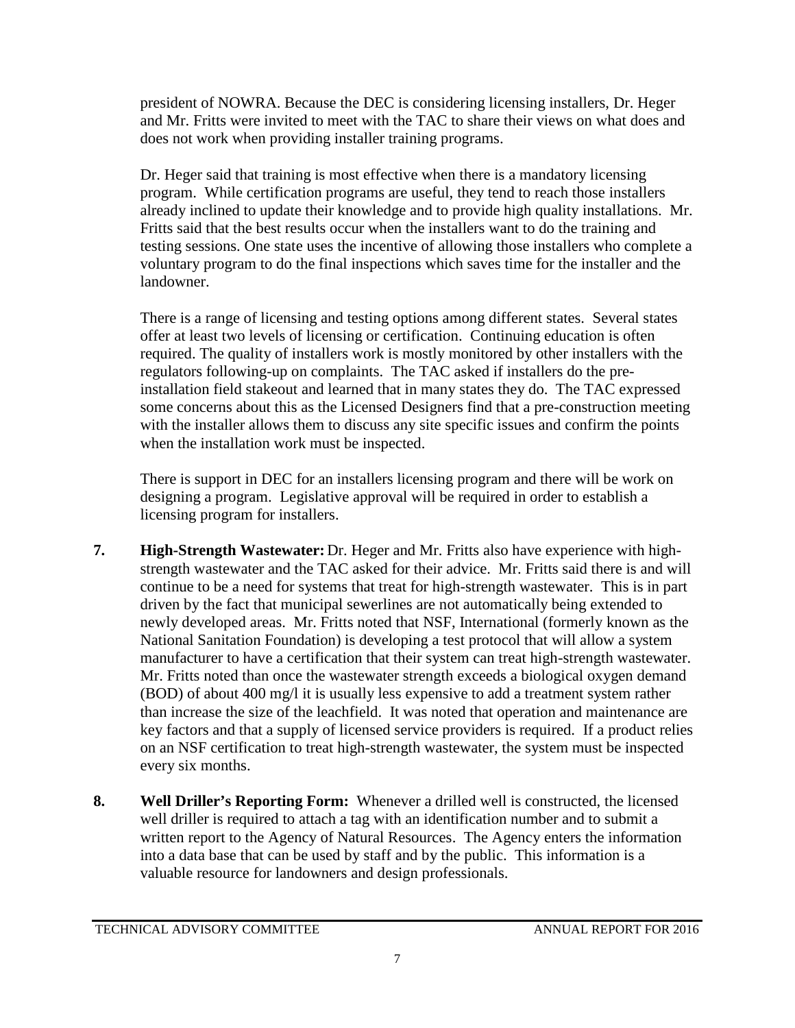president of NOWRA. Because the DEC is considering licensing installers, Dr. Heger and Mr. Fritts were invited to meet with the TAC to share their views on what does and does not work when providing installer training programs.

Dr. Heger said that training is most effective when there is a mandatory licensing program. While certification programs are useful, they tend to reach those installers already inclined to update their knowledge and to provide high quality installations. Mr. Fritts said that the best results occur when the installers want to do the training and testing sessions. One state uses the incentive of allowing those installers who complete a voluntary program to do the final inspections which saves time for the installer and the landowner.

There is a range of licensing and testing options among different states. Several states offer at least two levels of licensing or certification. Continuing education is often required. The quality of installers work is mostly monitored by other installers with the regulators following-up on complaints. The TAC asked if installers do the pre-installation field stakeout and learned that in many states they do. The TAC expressed some concerns about this as the Licensed Designers find that a pre-construction meeting with the installer allows them to discuss any site specific issues and confirm the points when the installation work must be inspected.

There is support in DEC for an installers licensing program and there will be work on designing a program. Legislative approval will be required in order to establish a licensing program for installers.

**7. High-Strength Wastewater:** Dr. Heger and Mr. Fritts also have experience with high-strength wastewater and the TAC asked for their advice. Mr. Fritts said there is and will continue to be a need for systems that treat for high-strength wastewater. This is in part driven by the fact that municipal sewerlines are not automatically being extended to newly developed areas. Mr. Fritts noted that NSF, International (formerly known as the National Sanitation Foundation) is developing a test protocol that will allow a system manufacturer to have a certification that their system can treat high-strength wastewater. Mr. Fritts noted than once the wastewater strength exceeds a biological oxygen demand (BOD) of about 400 mg/l it is usually less expensive to add a treatment system rather than increase the size of the leachfield. It was noted that operation and maintenance are key factors and that a supply of licensed service providers is required. If a product relies on an NSF certification to treat high-strength wastewater, the system must be inspected every six months.

**8. Well Driller's Reporting Form:** Whenever a drilled well is constructed, the licensed well driller is required to attach a tag with an identification number and to submit a written report to the Agency of Natural Resources. The Agency enters the information into a data base that can be used by staff and by the public. This information is a valuable resource for landowners and design professionals.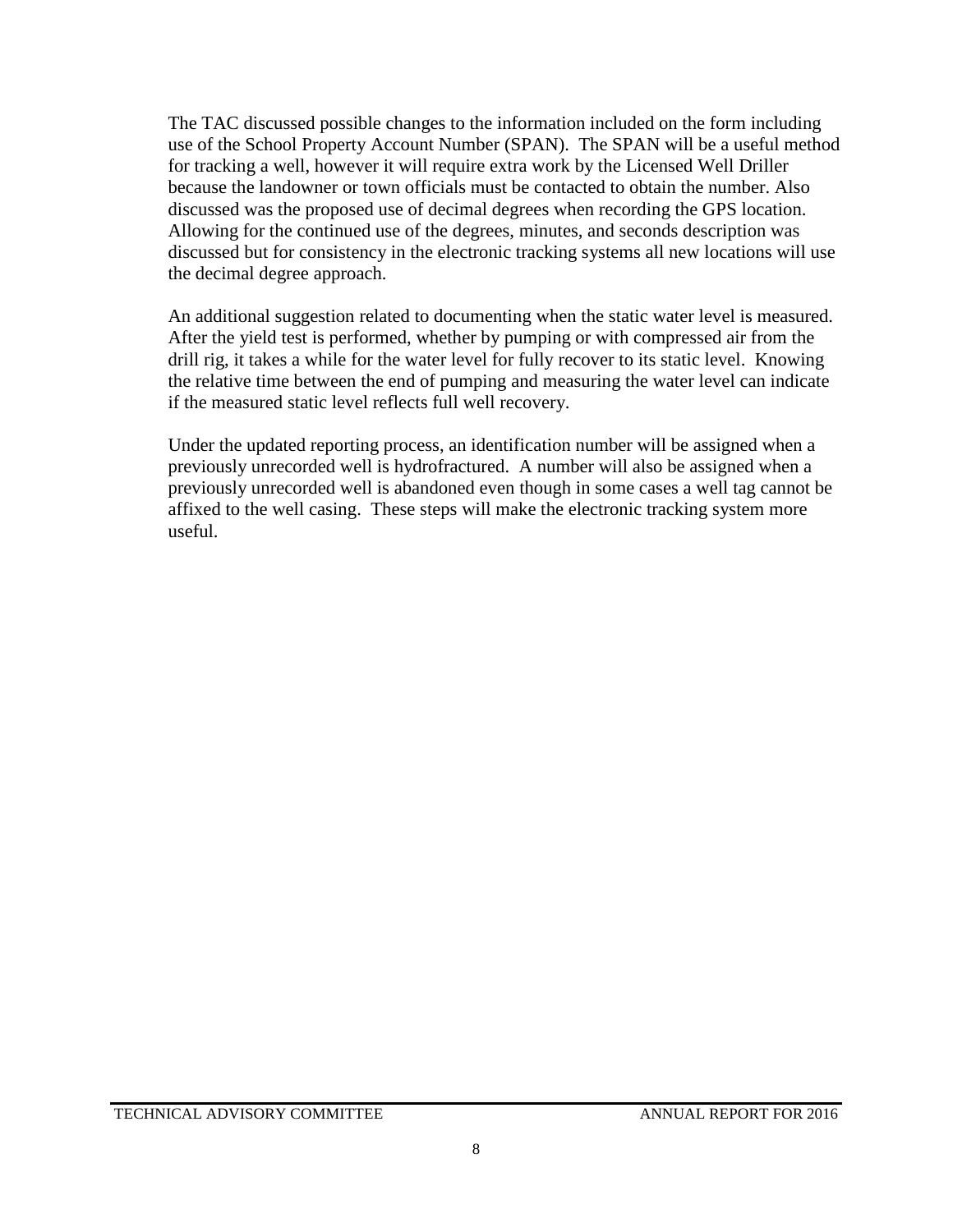The TAC discussed possible changes to the information included on the form including use of the School Property Account Number (SPAN). The SPAN will be a useful method for tracking a well, however it will require extra work by the Licensed Well Driller because the landowner or town officials must be contacted to obtain the number. Also discussed was the proposed use of decimal degrees when recording the GPS location. Allowing for the continued use of the degrees, minutes, and seconds description was discussed but for consistency in the electronic tracking systems all new locations will use the decimal degree approach.

An additional suggestion related to documenting when the static water level is measured. After the yield test is performed, whether by pumping or with compressed air from the drill rig, it takes a while for the water level for fully recover to its static level. Knowing the relative time between the end of pumping and measuring the water level can indicate if the measured static level reflects full well recovery.

Under the updated reporting process, an identification number will be assigned when a previously unrecorded well is hydrofractured. A number will also be assigned when a previously unrecorded well is abandoned even though in some cases a well tag cannot be affixed to the well casing. These steps will make the electronic tracking system more useful.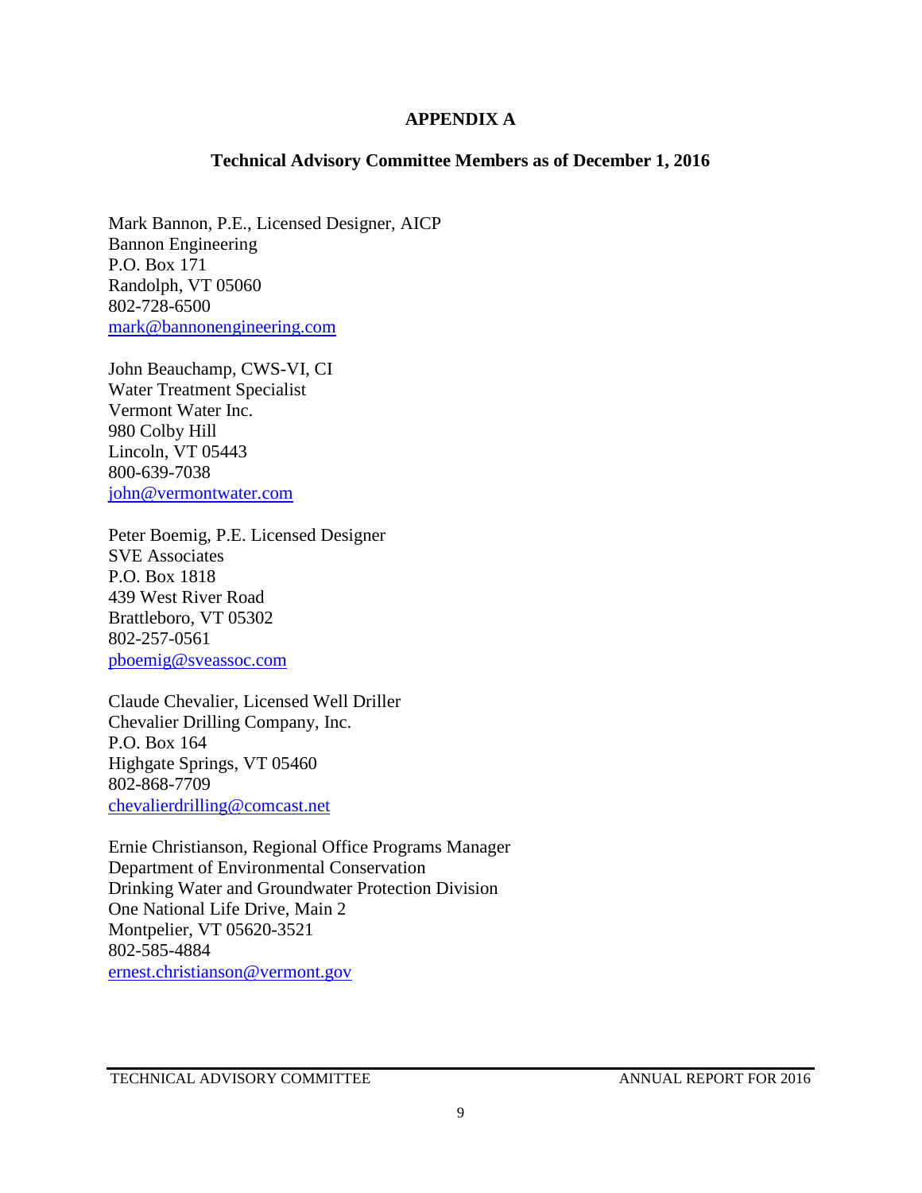# APPENDIX A

## Technical Advisory Committee Members as of December 1, 2016

Mark Bannon, P.E., Licensed Designer, AICP
Bannon Engineering
P.O. Box 171
Randolph, VT 05060
802-728-6500
mark@bannonengineering.com

John Beauchamp, CWS-VI, CI
Water Treatment Specialist
Vermont Water Inc.
980 Colby Hill
Lincoln, VT 05443
800-639-7038
john@vermontwater.com

Peter Boemig, P.E. Licensed Designer
SVE Associates
P.O. Box 1818
439 West River Road
Brattleboro, VT 05302
802-257-0561
pboemig@sveassoc.com

Claude Chevalier, Licensed Well Driller
Chevalier Drilling Company, Inc.
P.O. Box 164
Highgate Springs, VT 05460
802-868-7709
chevalierdrilling@comcast.net

Ernie Christianson, Regional Office Programs Manager
Department of Environmental Conservation
Drinking Water and Groundwater Protection Division
One National Life Drive, Main 2
Montpelier, VT 05620-3521
802-585-4884
ernest.christianson@vermont.gov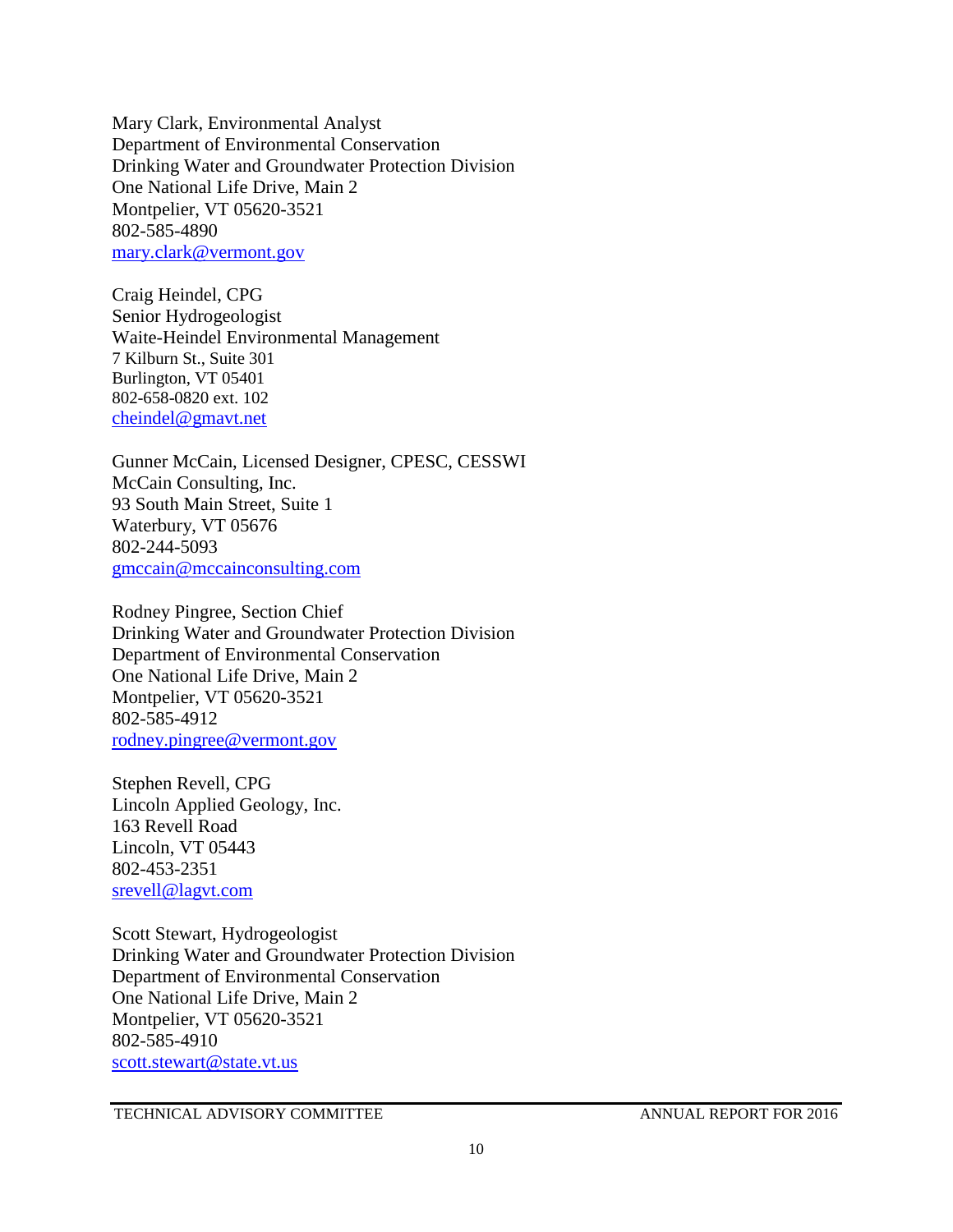Mary Clark, Environmental Analyst
Department of Environmental Conservation
Drinking Water and Groundwater Protection Division
One National Life Drive, Main 2
Montpelier, VT 05620-3521
802-585-4890
mary.clark@vermont.gov

Craig Heindel, CPG
Senior Hydrogeologist
Waite-Heindel Environmental Management
7 Kilburn St., Suite 301
Burlington, VT 05401
802-658-0820 ext. 102
cheindel@gmavt.net

Gunner McCain, Licensed Designer, CPESC, CESSWI
McCain Consulting, Inc.
93 South Main Street, Suite 1
Waterbury, VT 05676
802-244-5093
gmccain@mccainconsulting.com

Rodney Pingree, Section Chief
Drinking Water and Groundwater Protection Division
Department of Environmental Conservation
One National Life Drive, Main 2
Montpelier, VT 05620-3521
802-585-4912
rodney.pingree@vermont.gov

Stephen Revell, CPG
Lincoln Applied Geology, Inc.
163 Revell Road
Lincoln, VT 05443
802-453-2351
srevell@lagvt.com

Scott Stewart, Hydrogeologist
Drinking Water and Groundwater Protection Division
Department of Environmental Conservation
One National Life Drive, Main 2
Montpelier, VT 05620-3521
802-585-4910
scott.stewart@state.vt.us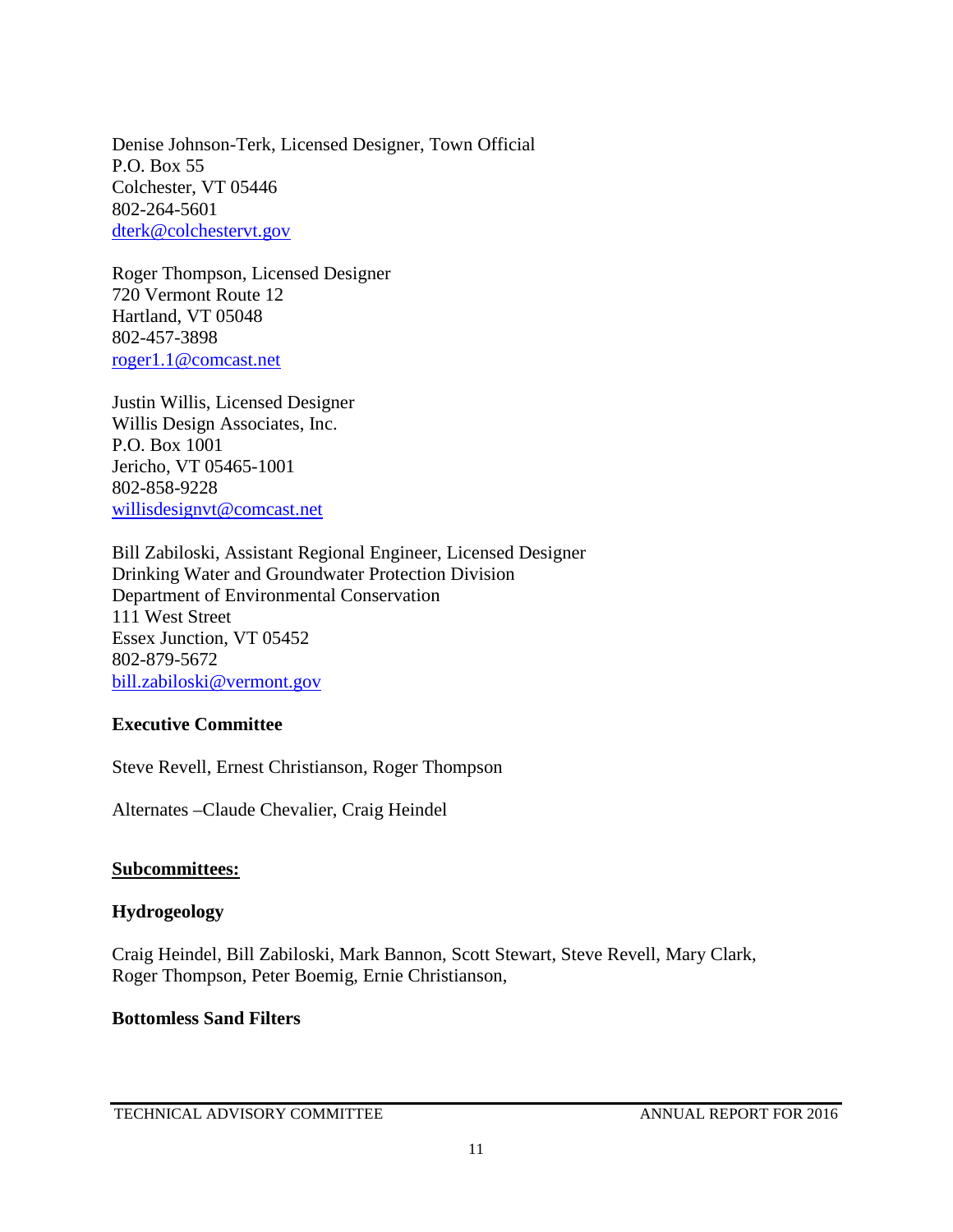Denise Johnson-Terk, Licensed Designer, Town Official
P.O. Box 55
Colchester, VT 05446
802-264-5601
dterk@colchestervt.gov

Roger Thompson, Licensed Designer
720 Vermont Route 12
Hartland, VT 05048
802-457-3898
roger1.1@comcast.net

Justin Willis, Licensed Designer
Willis Design Associates, Inc.
P.O. Box 1001
Jericho, VT 05465-1001
802-858-9228
willisdesignvt@comcast.net

Bill Zabiloski, Assistant Regional Engineer, Licensed Designer
Drinking Water and Groundwater Protection Division
Department of Environmental Conservation
111 West Street
Essex Junction, VT 05452
802-879-5672
bill.zabiloski@vermont.gov

**Executive Committee**

Steve Revell, Ernest Christianson, Roger Thompson

Alternates –Claude Chevalier, Craig Heindel

**Subcommittees:**

**Hydrogeology**

Craig Heindel, Bill Zabiloski, Mark Bannon, Scott Stewart, Steve Revell, Mary Clark, Roger Thompson, Peter Boemig, Ernie Christianson,

**Bottomless Sand Filters**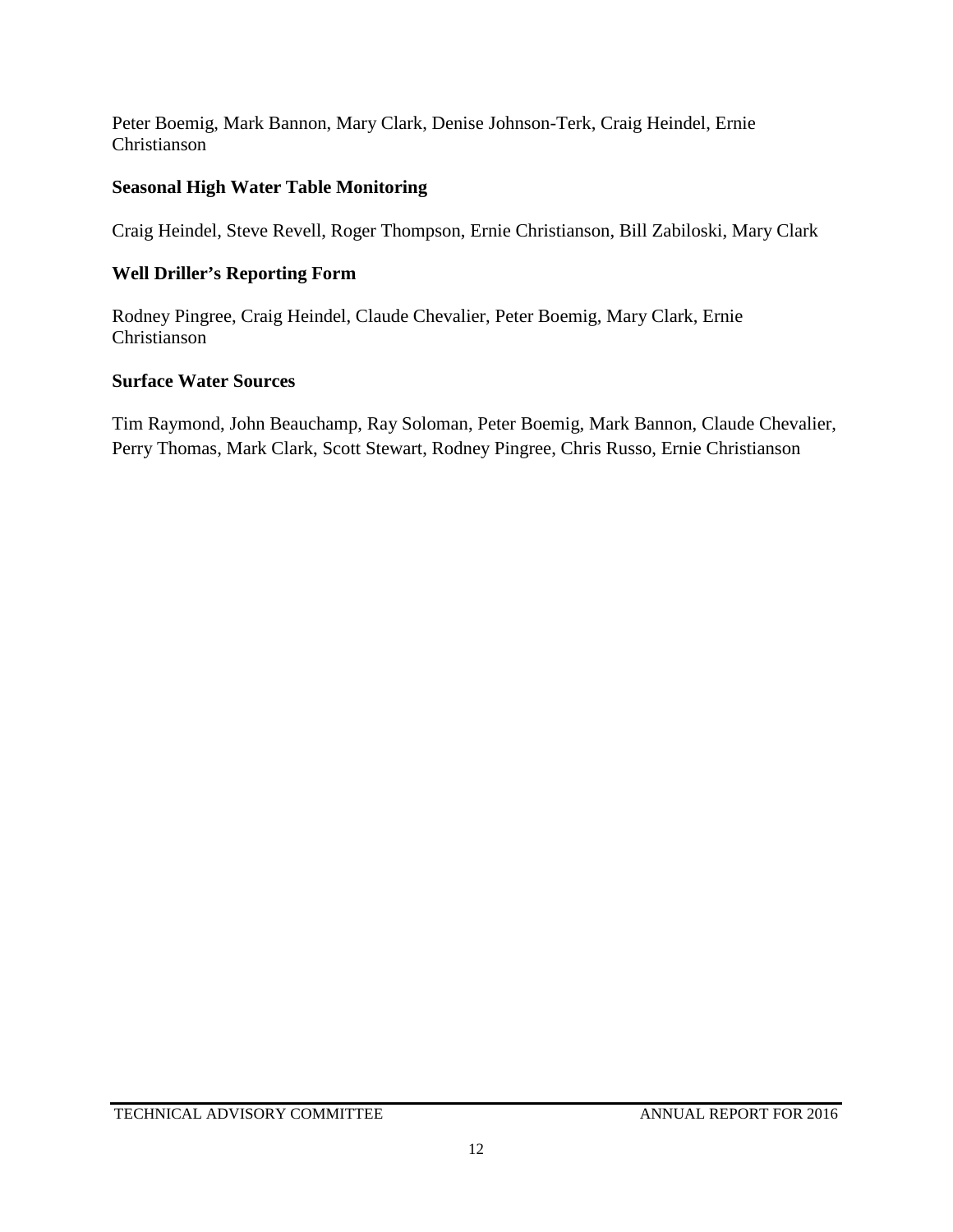Peter Boemig, Mark Bannon, Mary Clark, Denise Johnson-Terk, Craig Heindel, Ernie Christianson

**Seasonal High Water Table Monitoring**

Craig Heindel, Steve Revell, Roger Thompson, Ernie Christianson, Bill Zabiloski, Mary Clark

**Well Driller's Reporting Form**

Rodney Pingree, Craig Heindel, Claude Chevalier, Peter Boemig, Mary Clark, Ernie Christianson

**Surface Water Sources**

Tim Raymond, John Beauchamp, Ray Soloman, Peter Boemig, Mark Bannon, Claude Chevalier, Perry Thomas, Mark Clark, Scott Stewart, Rodney Pingree, Chris Russo, Ernie Christianson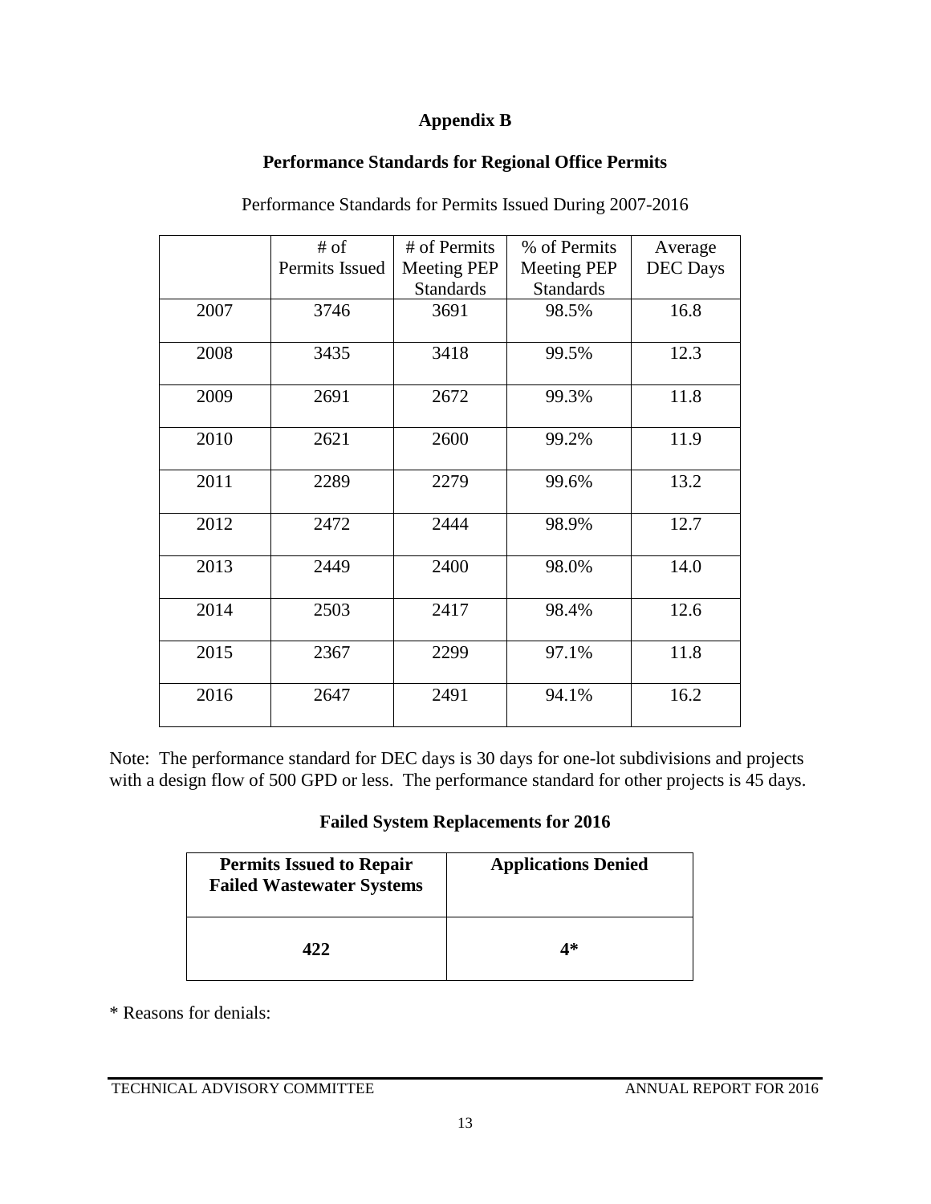# Appendix B

## Performance Standards for Regional Office Permits

Performance Standards for Permits Issued During 2007-2016

| | # of Permits Issued | # of Permits Meeting PEP Standards | % of Permits Meeting PEP Standards | Average DEC Days |
|---|---|---|---|---|
| 2007 | 3746 | 3691 | 98.5% | 16.8 |
| 2008 | 3435 | 3418 | 99.5% | 12.3 |
| 2009 | 2691 | 2672 | 99.3% | 11.8 |
| 2010 | 2621 | 2600 | 99.2% | 11.9 |
| 2011 | 2289 | 2279 | 99.6% | 13.2 |
| 2012 | 2472 | 2444 | 98.9% | 12.7 |
| 2013 | 2449 | 2400 | 98.0% | 14.0 |
| 2014 | 2503 | 2417 | 98.4% | 12.6 |
| 2015 | 2367 | 2299 | 97.1% | 11.8 |
| 2016 | 2647 | 2491 | 94.1% | 16.2 |

Note: The performance standard for DEC days is 30 days for one-lot subdivisions and projects with a design flow of 500 GPD or less. The performance standard for other projects is 45 days.

## Failed System Replacements for 2016

| Permits Issued to Repair Failed Wastewater Systems | Applications Denied |
|---|---|
| **422** | **4*** |

* Reasons for denials: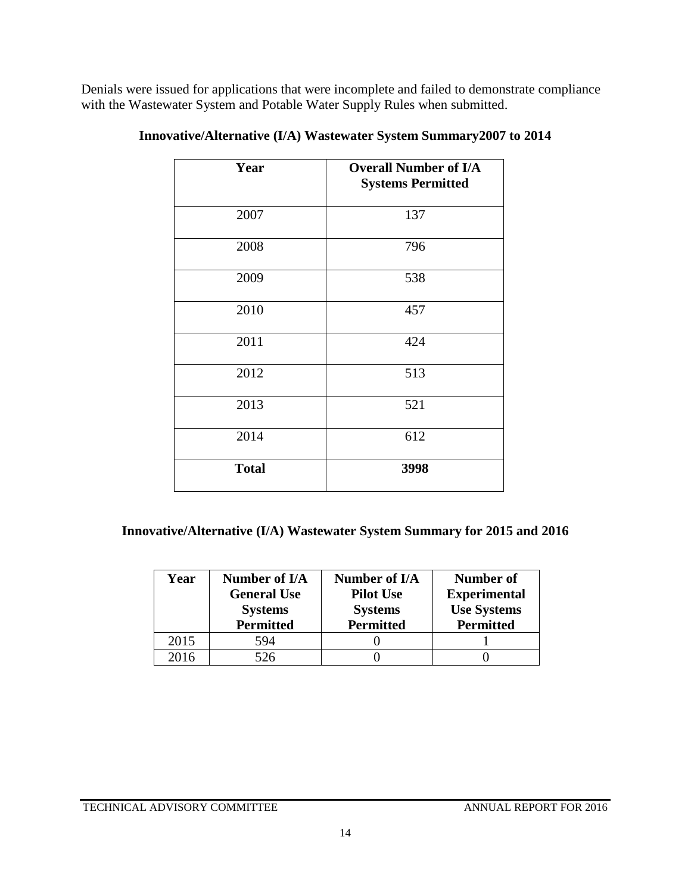Denials were issued for applications that were incomplete and failed to demonstrate compliance with the Wastewater System and Potable Water Supply Rules when submitted.

**Innovative/Alternative (I/A) Wastewater System Summary2007 to 2014**

| Year | Overall Number of I/A Systems Permitted |
|---|---|
| 2007 | 137 |
| 2008 | 796 |
| 2009 | 538 |
| 2010 | 457 |
| 2011 | 424 |
| 2012 | 513 |
| 2013 | 521 |
| 2014 | 612 |
| **Total** | **3998** |

**Innovative/Alternative (I/A) Wastewater System Summary for 2015 and 2016**

| Year | Number of I/A General Use Systems Permitted | Number of I/A Pilot Use Systems Permitted | Number of Experimental Use Systems Permitted |
|---|---|---|---|
| 2015 | 594 | 0 | 1 |
| 2016 | 526 | 0 | 0 |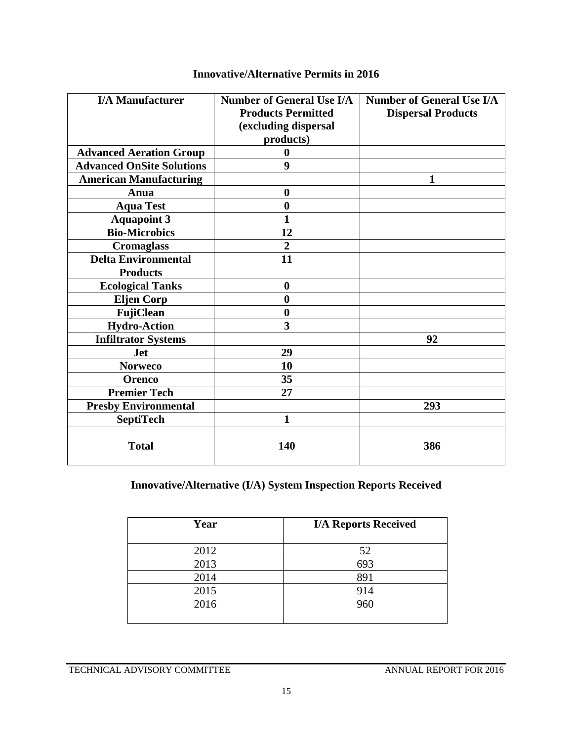## Innovative/Alternative Permits in 2016

| I/A Manufacturer | Number of General Use I/A Products Permitted (excluding dispersal products) | Number of General Use I/A Dispersal Products |
|---|---|---|
| Advanced Aeration Group | 0 | |
| Advanced OnSite Solutions | 9 | |
| American Manufacturing | | 1 |
| Anua | 0 | |
| Aqua Test | 0 | |
| Aquapoint 3 | 1 | |
| Bio-Microbics | 12 | |
| Cromaglass | 2 | |
| Delta Environmental Products | 11 | |
| Ecological Tanks | 0 | |
| Eljen Corp | 0 | |
| FujiClean | 0 | |
| Hydro-Action | 3 | |
| Infiltrator Systems | | 92 |
| Jet | 29 | |
| Norweco | 10 | |
| Orenco | 35 | |
| Premier Tech | 27 | |
| Presby Environmental | | 293 |
| SeptiTech | 1 | |
| **Total** | **140** | **386** |

## Innovative/Alternative (I/A) System Inspection Reports Received

| Year | I/A Reports Received |
|---|---|
| 2012 | 52 |
| 2013 | 693 |
| 2014 | 891 |
| 2015 | 914 |
| 2016 | 960 |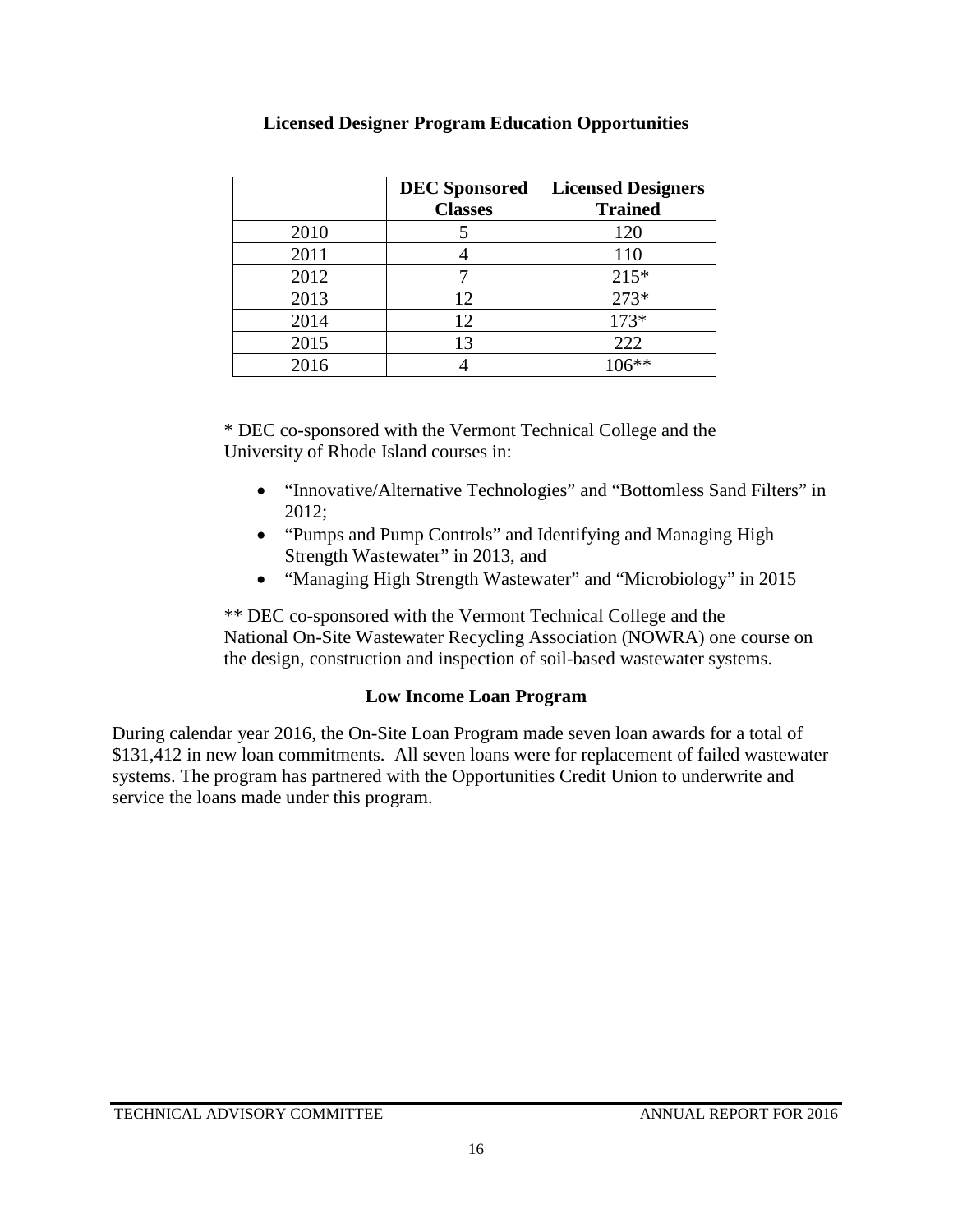## Licensed Designer Program Education Opportunities

| | DEC Sponsored Classes | Licensed Designers Trained |
|---|---|---|
| 2010 | 5 | 120 |
| 2011 | 4 | 110 |
| 2012 | 7 | 215* |
| 2013 | 12 | 273* |
| 2014 | 12 | 173* |
| 2015 | 13 | 222 |
| 2016 | 4 | 106** |

* DEC co-sponsored with the Vermont Technical College and the University of Rhode Island courses in:

- "Innovative/Alternative Technologies" and "Bottomless Sand Filters" in 2012;
- "Pumps and Pump Controls" and Identifying and Managing High Strength Wastewater" in 2013, and
- "Managing High Strength Wastewater" and "Microbiology" in 2015

** DEC co-sponsored with the Vermont Technical College and the National On-Site Wastewater Recycling Association (NOWRA) one course on the design, construction and inspection of soil-based wastewater systems.

## Low Income Loan Program

During calendar year 2016, the On-Site Loan Program made seven loan awards for a total of $131,412 in new loan commitments. All seven loans were for replacement of failed wastewater systems. The program has partnered with the Opportunities Credit Union to underwrite and service the loans made under this program.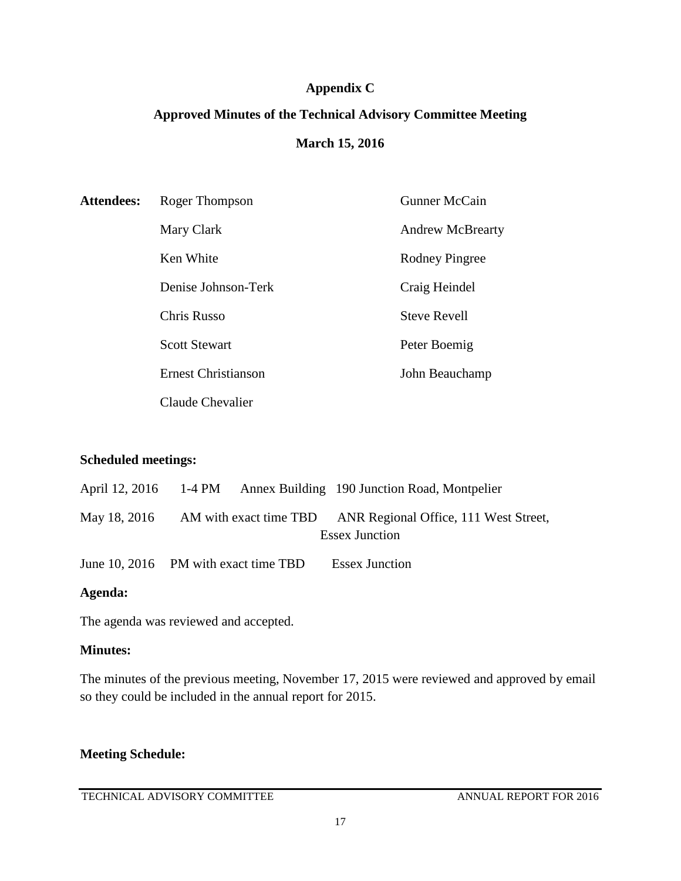**Appendix C**

**Approved Minutes of the Technical Advisory Committee Meeting**

**March 15, 2016**

**Attendees:**

| | |
|---|---|
| Roger Thompson | Gunner McCain |
| Mary Clark | Andrew McBrearty |
| Ken White | Rodney Pingree |
| Denise Johnson-Terk | Craig Heindel |
| Chris Russo | Steve Revell |
| Scott Stewart | Peter Boemig |
| Ernest Christianson | John Beauchamp |
| Claude Chevalier | |

**Scheduled meetings:**

April 12, 2016 1-4 PM Annex Building 190 Junction Road, Montpelier

May 18, 2016 AM with exact time TBD ANR Regional Office, 111 West Street, Essex Junction

June 10, 2016 PM with exact time TBD Essex Junction

**Agenda:**

The agenda was reviewed and accepted.

**Minutes:**

The minutes of the previous meeting, November 17, 2015 were reviewed and approved by email so they could be included in the annual report for 2015.

**Meeting Schedule:**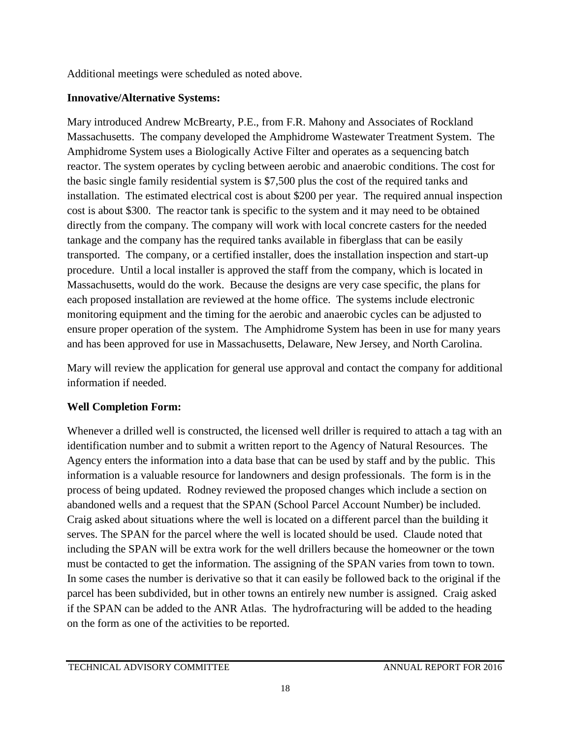Additional meetings were scheduled as noted above.

**Innovative/Alternative Systems:**

Mary introduced Andrew McBrearty, P.E., from F.R. Mahony and Associates of Rockland Massachusetts. The company developed the Amphidrome Wastewater Treatment System. The Amphidrome System uses a Biologically Active Filter and operates as a sequencing batch reactor. The system operates by cycling between aerobic and anaerobic conditions. The cost for the basic single family residential system is $7,500 plus the cost of the required tanks and installation. The estimated electrical cost is about $200 per year. The required annual inspection cost is about $300. The reactor tank is specific to the system and it may need to be obtained directly from the company. The company will work with local concrete casters for the needed tankage and the company has the required tanks available in fiberglass that can be easily transported. The company, or a certified installer, does the installation inspection and start-up procedure. Until a local installer is approved the staff from the company, which is located in Massachusetts, would do the work. Because the designs are very case specific, the plans for each proposed installation are reviewed at the home office. The systems include electronic monitoring equipment and the timing for the aerobic and anaerobic cycles can be adjusted to ensure proper operation of the system. The Amphidrome System has been in use for many years and has been approved for use in Massachusetts, Delaware, New Jersey, and North Carolina.

Mary will review the application for general use approval and contact the company for additional information if needed.

**Well Completion Form:**

Whenever a drilled well is constructed, the licensed well driller is required to attach a tag with an identification number and to submit a written report to the Agency of Natural Resources. The Agency enters the information into a data base that can be used by staff and by the public. This information is a valuable resource for landowners and design professionals. The form is in the process of being updated. Rodney reviewed the proposed changes which include a section on abandoned wells and a request that the SPAN (School Parcel Account Number) be included. Craig asked about situations where the well is located on a different parcel than the building it serves. The SPAN for the parcel where the well is located should be used. Claude noted that including the SPAN will be extra work for the well drillers because the homeowner or the town must be contacted to get the information. The assigning of the SPAN varies from town to town. In some cases the number is derivative so that it can easily be followed back to the original if the parcel has been subdivided, but in other towns an entirely new number is assigned. Craig asked if the SPAN can be added to the ANR Atlas. The hydrofracturing will be added to the heading on the form as one of the activities to be reported.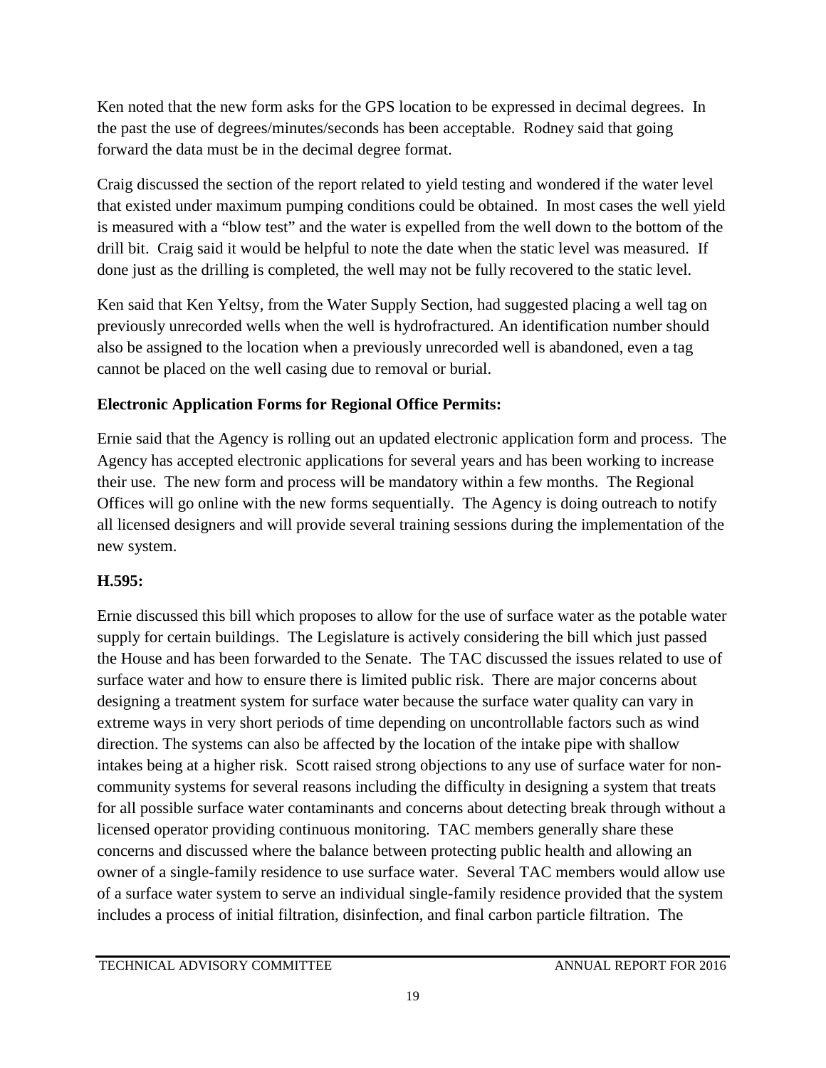Ken noted that the new form asks for the GPS location to be expressed in decimal degrees. In the past the use of degrees/minutes/seconds has been acceptable. Rodney said that going forward the data must be in the decimal degree format.

Craig discussed the section of the report related to yield testing and wondered if the water level that existed under maximum pumping conditions could be obtained. In most cases the well yield is measured with a "blow test" and the water is expelled from the well down to the bottom of the drill bit. Craig said it would be helpful to note the date when the static level was measured. If done just as the drilling is completed, the well may not be fully recovered to the static level.

Ken said that Ken Yeltsy, from the Water Supply Section, had suggested placing a well tag on previously unrecorded wells when the well is hydrofractured. An identification number should also be assigned to the location when a previously unrecorded well is abandoned, even a tag cannot be placed on the well casing due to removal or burial.

**Electronic Application Forms for Regional Office Permits:**

Ernie said that the Agency is rolling out an updated electronic application form and process. The Agency has accepted electronic applications for several years and has been working to increase their use. The new form and process will be mandatory within a few months. The Regional Offices will go online with the new forms sequentially. The Agency is doing outreach to notify all licensed designers and will provide several training sessions during the implementation of the new system.

**H.595:**

Ernie discussed this bill which proposes to allow for the use of surface water as the potable water supply for certain buildings. The Legislature is actively considering the bill which just passed the House and has been forwarded to the Senate. The TAC discussed the issues related to use of surface water and how to ensure there is limited public risk. There are major concerns about designing a treatment system for surface water because the surface water quality can vary in extreme ways in very short periods of time depending on uncontrollable factors such as wind direction. The systems can also be affected by the location of the intake pipe with shallow intakes being at a higher risk. Scott raised strong objections to any use of surface water for non-community systems for several reasons including the difficulty in designing a system that treats for all possible surface water contaminants and concerns about detecting break through without a licensed operator providing continuous monitoring. TAC members generally share these concerns and discussed where the balance between protecting public health and allowing an owner of a single-family residence to use surface water. Several TAC members would allow use of a surface water system to serve an individual single-family residence provided that the system includes a process of initial filtration, disinfection, and final carbon particle filtration. The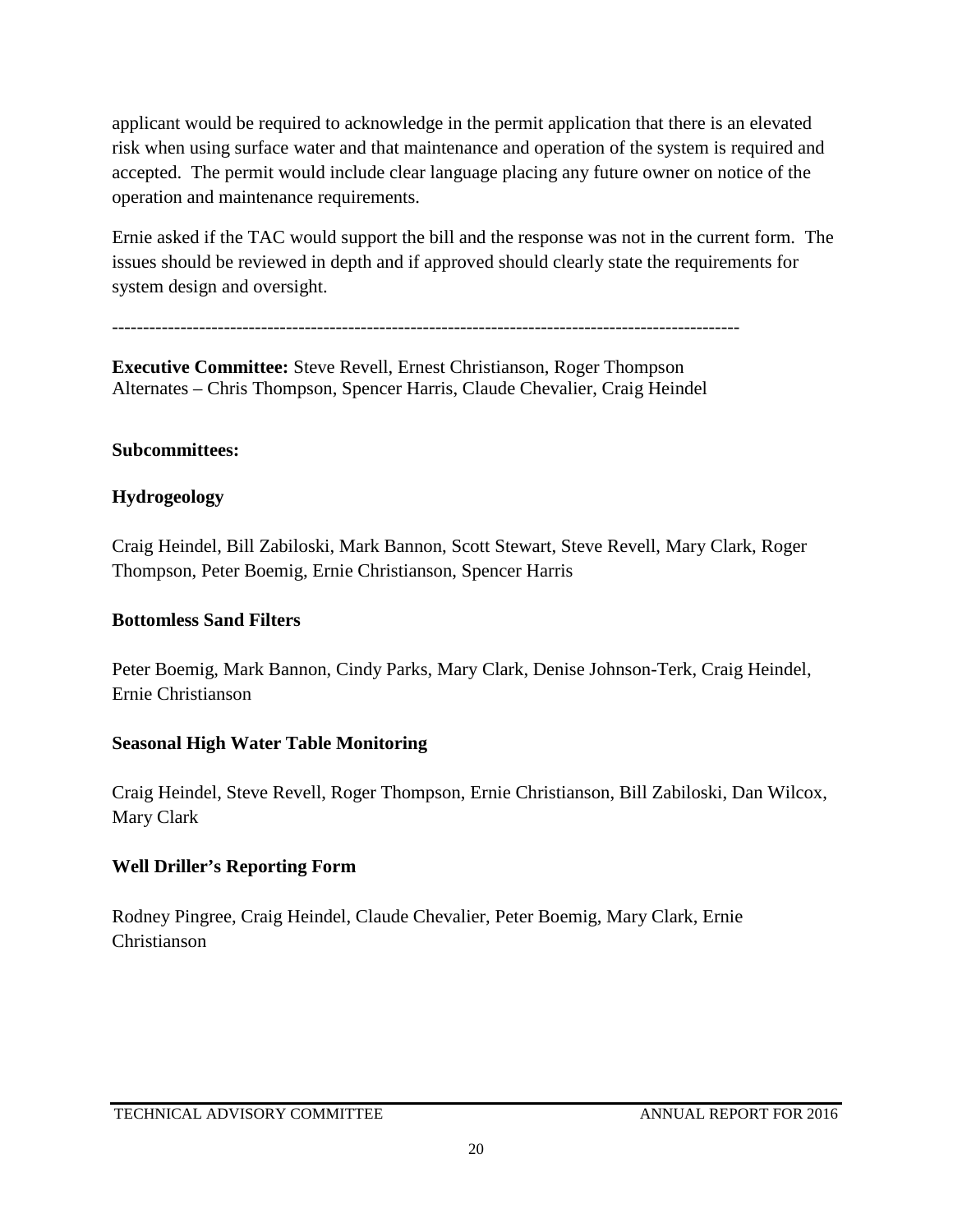applicant would be required to acknowledge in the permit application that there is an elevated risk when using surface water and that maintenance and operation of the system is required and accepted. The permit would include clear language placing any future owner on notice of the operation and maintenance requirements.

Ernie asked if the TAC would support the bill and the response was not in the current form. The issues should be reviewed in depth and if approved should clearly state the requirements for system design and oversight.

---------------------------------------------------------------------------------------------------

**Executive Committee:** Steve Revell, Ernest Christianson, Roger Thompson
Alternates – Chris Thompson, Spencer Harris, Claude Chevalier, Craig Heindel

**Subcommittees:**

**Hydrogeology**

Craig Heindel, Bill Zabiloski, Mark Bannon, Scott Stewart, Steve Revell, Mary Clark, Roger Thompson, Peter Boemig, Ernie Christianson, Spencer Harris

**Bottomless Sand Filters**

Peter Boemig, Mark Bannon, Cindy Parks, Mary Clark, Denise Johnson-Terk, Craig Heindel, Ernie Christianson

**Seasonal High Water Table Monitoring**

Craig Heindel, Steve Revell, Roger Thompson, Ernie Christianson, Bill Zabiloski, Dan Wilcox, Mary Clark

**Well Driller's Reporting Form**

Rodney Pingree, Craig Heindel, Claude Chevalier, Peter Boemig, Mary Clark, Ernie Christianson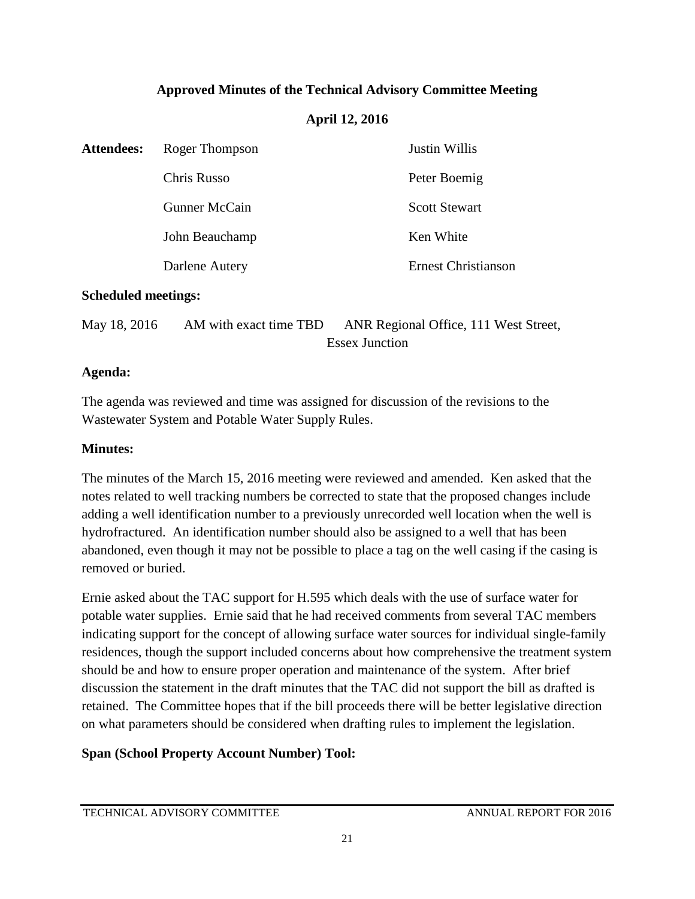**Approved Minutes of the Technical Advisory Committee Meeting**

**April 12, 2016**

| **Attendees:** | | |
|---|---|---|
| | Roger Thompson | Justin Willis |
| | Chris Russo | Peter Boemig |
| | Gunner McCain | Scott Stewart |
| | John Beauchamp | Ken White |
| | Darlene Autery | Ernest Christianson |

**Scheduled meetings:**

May 18, 2016 AM with exact time TBD ANR Regional Office, 111 West Street, Essex Junction

**Agenda:**

The agenda was reviewed and time was assigned for discussion of the revisions to the Wastewater System and Potable Water Supply Rules.

**Minutes:**

The minutes of the March 15, 2016 meeting were reviewed and amended. Ken asked that the notes related to well tracking numbers be corrected to state that the proposed changes include adding a well identification number to a previously unrecorded well location when the well is hydrofractured. An identification number should also be assigned to a well that has been abandoned, even though it may not be possible to place a tag on the well casing if the casing is removed or buried.

Ernie asked about the TAC support for H.595 which deals with the use of surface water for potable water supplies. Ernie said that he had received comments from several TAC members indicating support for the concept of allowing surface water sources for individual single-family residences, though the support included concerns about how comprehensive the treatment system should be and how to ensure proper operation and maintenance of the system. After brief discussion the statement in the draft minutes that the TAC did not support the bill as drafted is retained. The Committee hopes that if the bill proceeds there will be better legislative direction on what parameters should be considered when drafting rules to implement the legislation.

**Span (School Property Account Number) Tool:**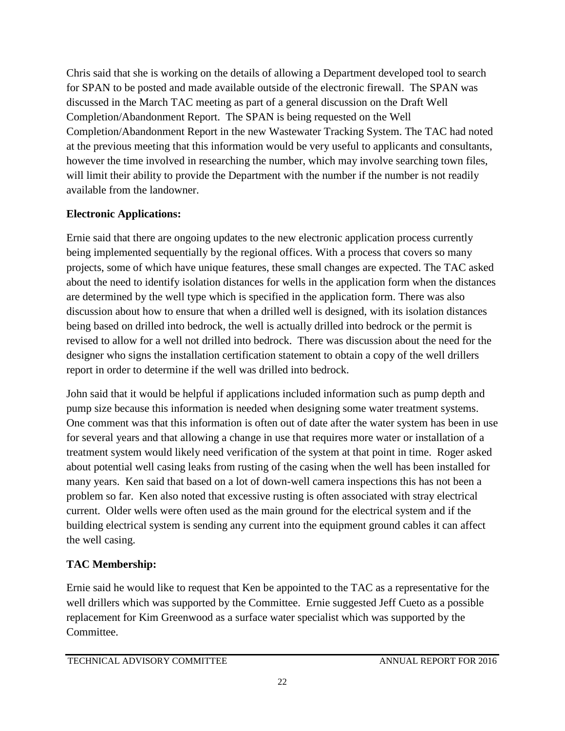Chris said that she is working on the details of allowing a Department developed tool to search for SPAN to be posted and made available outside of the electronic firewall. The SPAN was discussed in the March TAC meeting as part of a general discussion on the Draft Well Completion/Abandonment Report. The SPAN is being requested on the Well Completion/Abandonment Report in the new Wastewater Tracking System. The TAC had noted at the previous meeting that this information would be very useful to applicants and consultants, however the time involved in researching the number, which may involve searching town files, will limit their ability to provide the Department with the number if the number is not readily available from the landowner.

**Electronic Applications:**

Ernie said that there are ongoing updates to the new electronic application process currently being implemented sequentially by the regional offices. With a process that covers so many projects, some of which have unique features, these small changes are expected. The TAC asked about the need to identify isolation distances for wells in the application form when the distances are determined by the well type which is specified in the application form. There was also discussion about how to ensure that when a drilled well is designed, with its isolation distances being based on drilled into bedrock, the well is actually drilled into bedrock or the permit is revised to allow for a well not drilled into bedrock. There was discussion about the need for the designer who signs the installation certification statement to obtain a copy of the well drillers report in order to determine if the well was drilled into bedrock.

John said that it would be helpful if applications included information such as pump depth and pump size because this information is needed when designing some water treatment systems. One comment was that this information is often out of date after the water system has been in use for several years and that allowing a change in use that requires more water or installation of a treatment system would likely need verification of the system at that point in time. Roger asked about potential well casing leaks from rusting of the casing when the well has been installed for many years. Ken said that based on a lot of down-well camera inspections this has not been a problem so far. Ken also noted that excessive rusting is often associated with stray electrical current. Older wells were often used as the main ground for the electrical system and if the building electrical system is sending any current into the equipment ground cables it can affect the well casing.

**TAC Membership:**

Ernie said he would like to request that Ken be appointed to the TAC as a representative for the well drillers which was supported by the Committee. Ernie suggested Jeff Cueto as a possible replacement for Kim Greenwood as a surface water specialist which was supported by the Committee.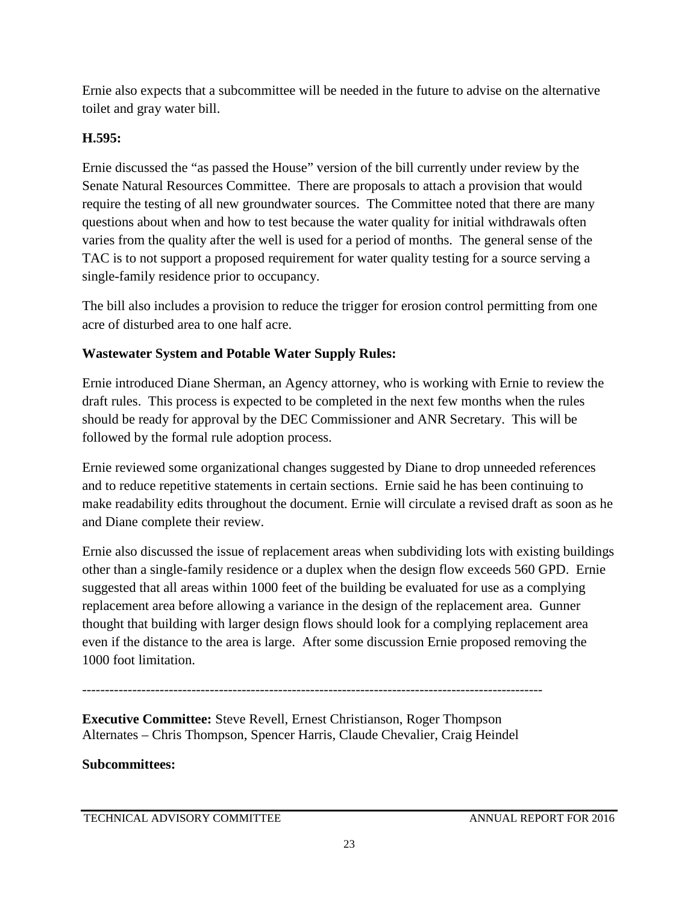Ernie also expects that a subcommittee will be needed in the future to advise on the alternative toilet and gray water bill.

**H.595:**

Ernie discussed the "as passed the House" version of the bill currently under review by the Senate Natural Resources Committee. There are proposals to attach a provision that would require the testing of all new groundwater sources. The Committee noted that there are many questions about when and how to test because the water quality for initial withdrawals often varies from the quality after the well is used for a period of months. The general sense of the TAC is to not support a proposed requirement for water quality testing for a source serving a single-family residence prior to occupancy.

The bill also includes a provision to reduce the trigger for erosion control permitting from one acre of disturbed area to one half acre.

**Wastewater System and Potable Water Supply Rules:**

Ernie introduced Diane Sherman, an Agency attorney, who is working with Ernie to review the draft rules. This process is expected to be completed in the next few months when the rules should be ready for approval by the DEC Commissioner and ANR Secretary. This will be followed by the formal rule adoption process.

Ernie reviewed some organizational changes suggested by Diane to drop unneeded references and to reduce repetitive statements in certain sections. Ernie said he has been continuing to make readability edits throughout the document. Ernie will circulate a revised draft as soon as he and Diane complete their review.

Ernie also discussed the issue of replacement areas when subdividing lots with existing buildings other than a single-family residence or a duplex when the design flow exceeds 560 GPD. Ernie suggested that all areas within 1000 feet of the building be evaluated for use as a complying replacement area before allowing a variance in the design of the replacement area. Gunner thought that building with larger design flows should look for a complying replacement area even if the distance to the area is large. After some discussion Ernie proposed removing the 1000 foot limitation.

---

**Executive Committee:** Steve Revell, Ernest Christianson, Roger Thompson
Alternates – Chris Thompson, Spencer Harris, Claude Chevalier, Craig Heindel

**Subcommittees:**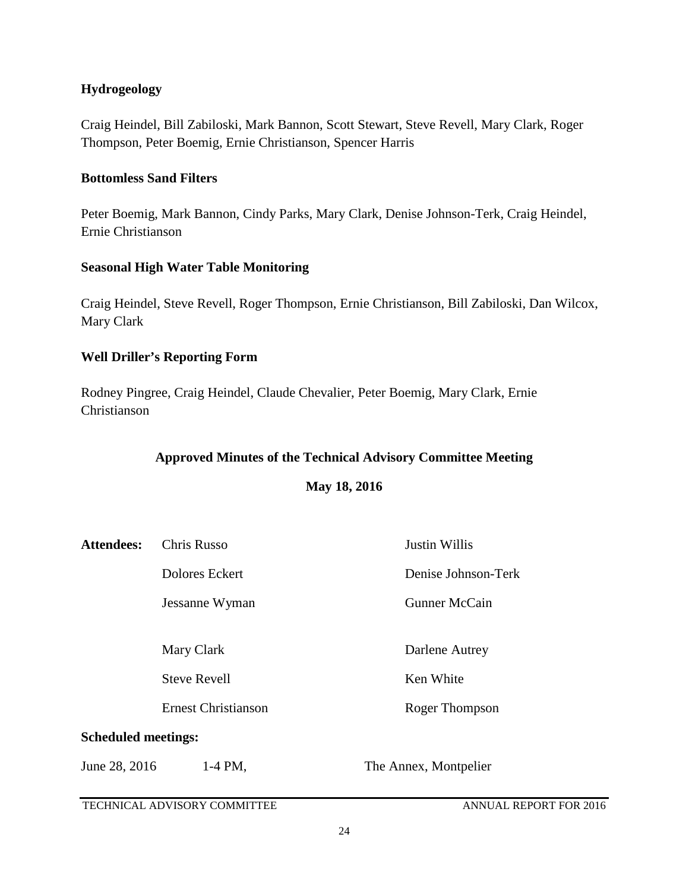**Hydrogeology**

Craig Heindel, Bill Zabiloski, Mark Bannon, Scott Stewart, Steve Revell, Mary Clark, Roger Thompson, Peter Boemig, Ernie Christianson, Spencer Harris

**Bottomless Sand Filters**

Peter Boemig, Mark Bannon, Cindy Parks, Mary Clark, Denise Johnson-Terk, Craig Heindel, Ernie Christianson

**Seasonal High Water Table Monitoring**

Craig Heindel, Steve Revell, Roger Thompson, Ernie Christianson, Bill Zabiloski, Dan Wilcox, Mary Clark

**Well Driller's Reporting Form**

Rodney Pingree, Craig Heindel, Claude Chevalier, Peter Boemig, Mary Clark, Ernie Christianson

## Approved Minutes of the Technical Advisory Committee Meeting

**May 18, 2016**

| **Attendees:** | Chris Russo | Justin Willis |
|---|---|---|
| | Dolores Eckert | Denise Johnson-Terk |
| | Jessanne Wyman | Gunner McCain |
| | Mary Clark | Darlene Autrey |
| | Steve Revell | Ken White |
| | Ernest Christianson | Roger Thompson |

**Scheduled meetings:**

June 28, 2016 1-4 PM, The Annex, Montpelier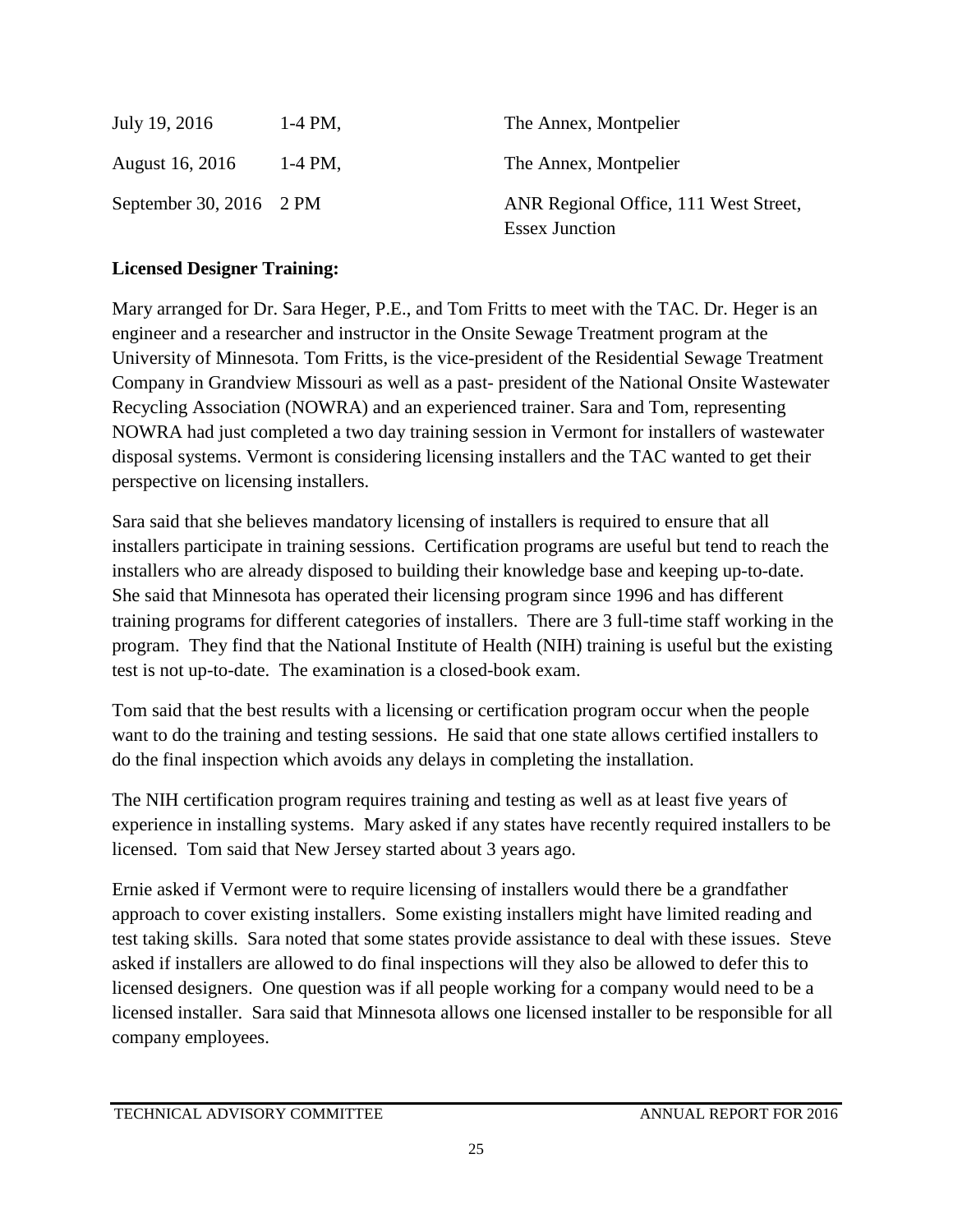| | | |
|---|---|---|
| July 19, 2016 | 1-4 PM, | The Annex, Montpelier |
| August 16, 2016 | 1-4 PM, | The Annex, Montpelier |
| September 30, 2016 | 2 PM | ANR Regional Office, 111 West Street, Essex Junction |

**Licensed Designer Training:**

Mary arranged for Dr. Sara Heger, P.E., and Tom Fritts to meet with the TAC. Dr. Heger is an engineer and a researcher and instructor in the Onsite Sewage Treatment program at the University of Minnesota. Tom Fritts, is the vice-president of the Residential Sewage Treatment Company in Grandview Missouri as well as a past- president of the National Onsite Wastewater Recycling Association (NOWRA) and an experienced trainer. Sara and Tom, representing NOWRA had just completed a two day training session in Vermont for installers of wastewater disposal systems. Vermont is considering licensing installers and the TAC wanted to get their perspective on licensing installers.

Sara said that she believes mandatory licensing of installers is required to ensure that all installers participate in training sessions. Certification programs are useful but tend to reach the installers who are already disposed to building their knowledge base and keeping up-to-date. She said that Minnesota has operated their licensing program since 1996 and has different training programs for different categories of installers. There are 3 full-time staff working in the program. They find that the National Institute of Health (NIH) training is useful but the existing test is not up-to-date. The examination is a closed-book exam.

Tom said that the best results with a licensing or certification program occur when the people want to do the training and testing sessions. He said that one state allows certified installers to do the final inspection which avoids any delays in completing the installation.

The NIH certification program requires training and testing as well as at least five years of experience in installing systems. Mary asked if any states have recently required installers to be licensed. Tom said that New Jersey started about 3 years ago.

Ernie asked if Vermont were to require licensing of installers would there be a grandfather approach to cover existing installers. Some existing installers might have limited reading and test taking skills. Sara noted that some states provide assistance to deal with these issues. Steve asked if installers are allowed to do final inspections will they also be allowed to defer this to licensed designers. One question was if all people working for a company would need to be a licensed installer. Sara said that Minnesota allows one licensed installer to be responsible for all company employees.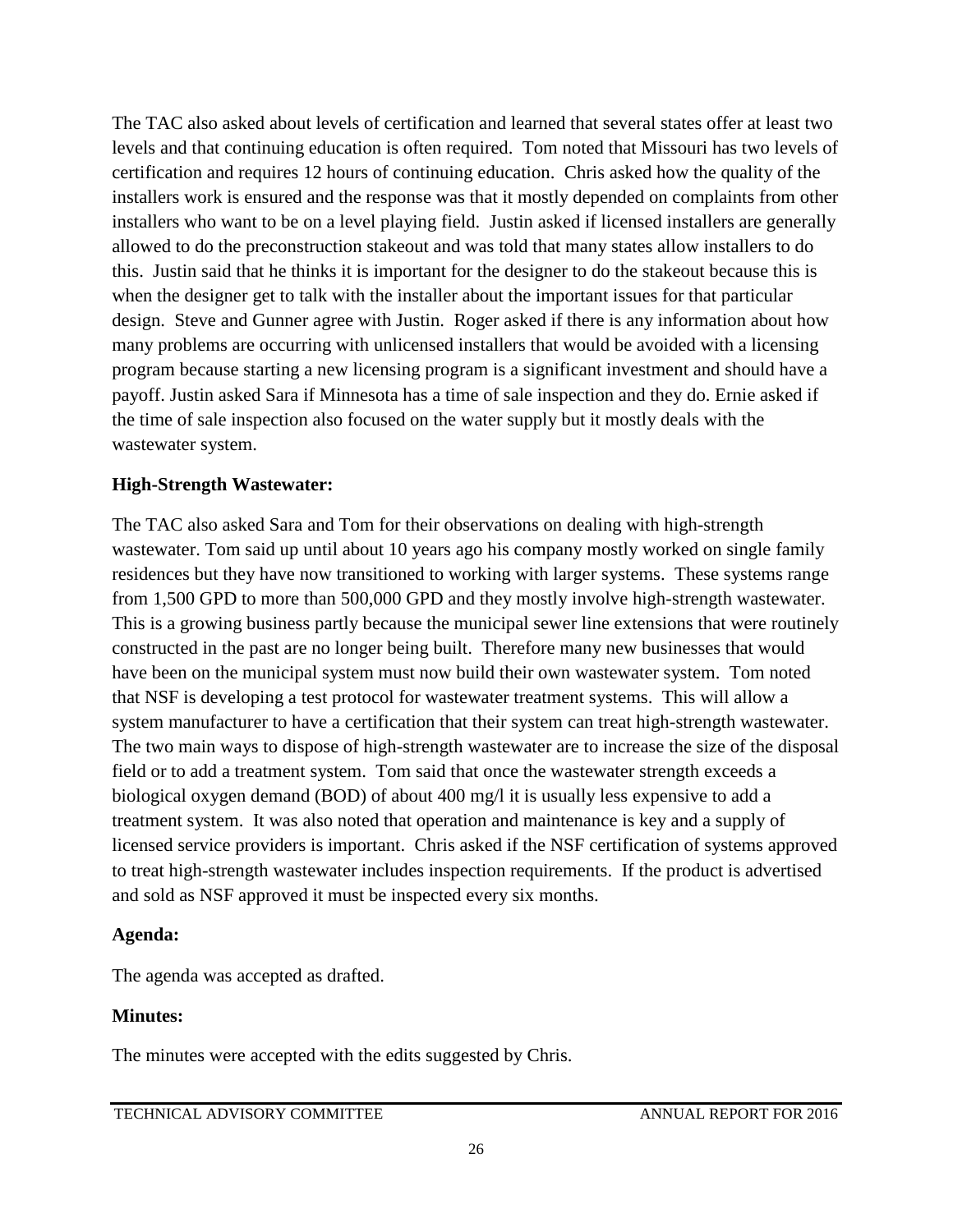The TAC also asked about levels of certification and learned that several states offer at least two levels and that continuing education is often required. Tom noted that Missouri has two levels of certification and requires 12 hours of continuing education. Chris asked how the quality of the installers work is ensured and the response was that it mostly depended on complaints from other installers who want to be on a level playing field. Justin asked if licensed installers are generally allowed to do the preconstruction stakeout and was told that many states allow installers to do this. Justin said that he thinks it is important for the designer to do the stakeout because this is when the designer get to talk with the installer about the important issues for that particular design. Steve and Gunner agree with Justin. Roger asked if there is any information about how many problems are occurring with unlicensed installers that would be avoided with a licensing program because starting a new licensing program is a significant investment and should have a payoff. Justin asked Sara if Minnesota has a time of sale inspection and they do. Ernie asked if the time of sale inspection also focused on the water supply but it mostly deals with the wastewater system.

**High-Strength Wastewater:**

The TAC also asked Sara and Tom for their observations on dealing with high-strength wastewater. Tom said up until about 10 years ago his company mostly worked on single family residences but they have now transitioned to working with larger systems. These systems range from 1,500 GPD to more than 500,000 GPD and they mostly involve high-strength wastewater. This is a growing business partly because the municipal sewer line extensions that were routinely constructed in the past are no longer being built. Therefore many new businesses that would have been on the municipal system must now build their own wastewater system. Tom noted that NSF is developing a test protocol for wastewater treatment systems. This will allow a system manufacturer to have a certification that their system can treat high-strength wastewater. The two main ways to dispose of high-strength wastewater are to increase the size of the disposal field or to add a treatment system. Tom said that once the wastewater strength exceeds a biological oxygen demand (BOD) of about 400 mg/l it is usually less expensive to add a treatment system. It was also noted that operation and maintenance is key and a supply of licensed service providers is important. Chris asked if the NSF certification of systems approved to treat high-strength wastewater includes inspection requirements. If the product is advertised and sold as NSF approved it must be inspected every six months.

**Agenda:**

The agenda was accepted as drafted.

**Minutes:**

The minutes were accepted with the edits suggested by Chris.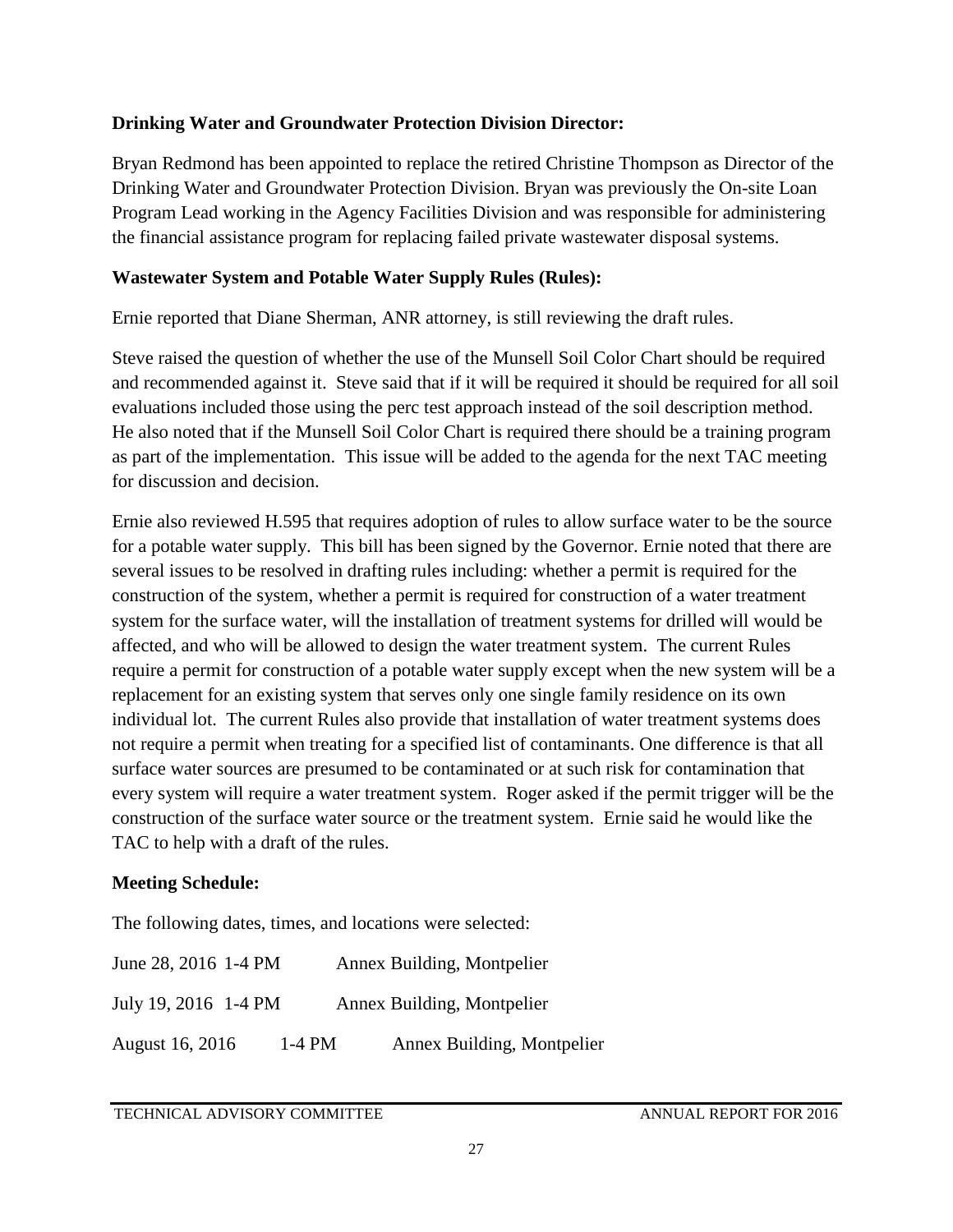**Drinking Water and Groundwater Protection Division Director:**

Bryan Redmond has been appointed to replace the retired Christine Thompson as Director of the Drinking Water and Groundwater Protection Division. Bryan was previously the On-site Loan Program Lead working in the Agency Facilities Division and was responsible for administering the financial assistance program for replacing failed private wastewater disposal systems.

**Wastewater System and Potable Water Supply Rules (Rules):**

Ernie reported that Diane Sherman, ANR attorney, is still reviewing the draft rules.

Steve raised the question of whether the use of the Munsell Soil Color Chart should be required and recommended against it. Steve said that if it will be required it should be required for all soil evaluations included those using the perc test approach instead of the soil description method. He also noted that if the Munsell Soil Color Chart is required there should be a training program as part of the implementation. This issue will be added to the agenda for the next TAC meeting for discussion and decision.

Ernie also reviewed H.595 that requires adoption of rules to allow surface water to be the source for a potable water supply. This bill has been signed by the Governor. Ernie noted that there are several issues to be resolved in drafting rules including: whether a permit is required for the construction of the system, whether a permit is required for construction of a water treatment system for the surface water, will the installation of treatment systems for drilled will would be affected, and who will be allowed to design the water treatment system. The current Rules require a permit for construction of a potable water supply except when the new system will be a replacement for an existing system that serves only one single family residence on its own individual lot. The current Rules also provide that installation of water treatment systems does not require a permit when treating for a specified list of contaminants. One difference is that all surface water sources are presumed to be contaminated or at such risk for contamination that every system will require a water treatment system. Roger asked if the permit trigger will be the construction of the surface water source or the treatment system. Ernie said he would like the TAC to help with a draft of the rules.

**Meeting Schedule:**

The following dates, times, and locations were selected:

| | | |
|---|---|---|
| June 28, 2016 | 1-4 PM | Annex Building, Montpelier |
| July 19, 2016 | 1-4 PM | Annex Building, Montpelier |
| August 16, 2016 | 1-4 PM | Annex Building, Montpelier |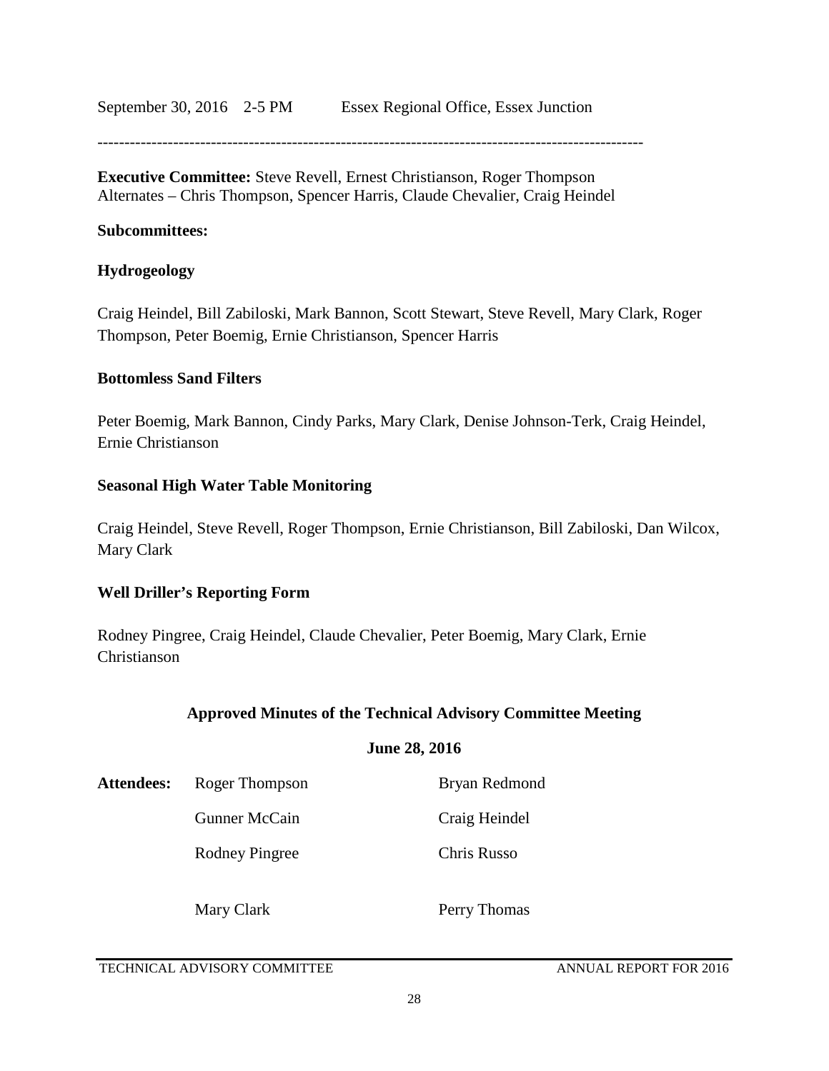September 30, 2016 2-5 PM Essex Regional Office, Essex Junction

---

**Executive Committee:** Steve Revell, Ernest Christianson, Roger Thompson
Alternates – Chris Thompson, Spencer Harris, Claude Chevalier, Craig Heindel

**Subcommittees:**

**Hydrogeology**

Craig Heindel, Bill Zabiloski, Mark Bannon, Scott Stewart, Steve Revell, Mary Clark, Roger Thompson, Peter Boemig, Ernie Christianson, Spencer Harris

**Bottomless Sand Filters**

Peter Boemig, Mark Bannon, Cindy Parks, Mary Clark, Denise Johnson-Terk, Craig Heindel, Ernie Christianson

**Seasonal High Water Table Monitoring**

Craig Heindel, Steve Revell, Roger Thompson, Ernie Christianson, Bill Zabiloski, Dan Wilcox, Mary Clark

**Well Driller's Reporting Form**

Rodney Pingree, Craig Heindel, Claude Chevalier, Peter Boemig, Mary Clark, Ernie Christianson

**Approved Minutes of the Technical Advisory Committee Meeting**

**June 28, 2016**

| **Attendees:** | Roger Thompson | Bryan Redmond |
|---|---|---|
| | Gunner McCain | Craig Heindel |
| | Rodney Pingree | Chris Russo |
| | Mary Clark | Perry Thomas |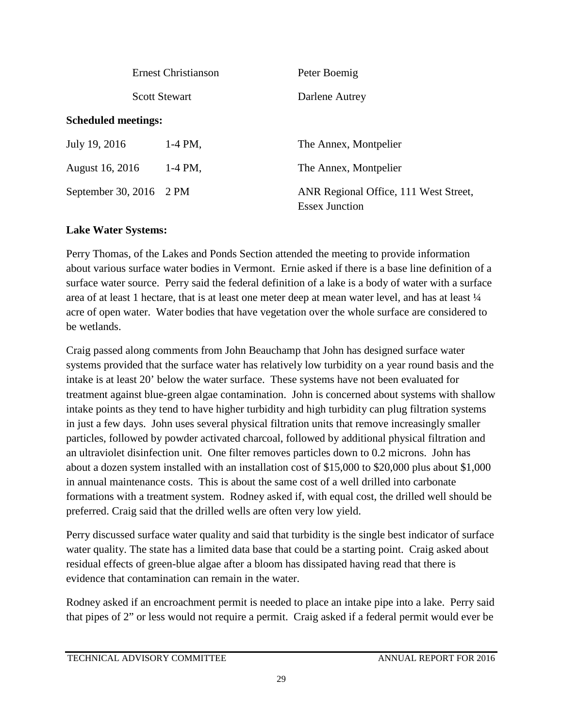| | |
|---|---|
| Ernest Christianson | Peter Boemig |
| Scott Stewart | Darlene Autrey |

**Scheduled meetings:**

| | | |
|---|---|---|
| July 19, 2016 | 1-4 PM, | The Annex, Montpelier |
| August 16, 2016 | 1-4 PM, | The Annex, Montpelier |
| September 30, 2016 | 2 PM | ANR Regional Office, 111 West Street, Essex Junction |

**Lake Water Systems:**

Perry Thomas, of the Lakes and Ponds Section attended the meeting to provide information about various surface water bodies in Vermont. Ernie asked if there is a base line definition of a surface water source. Perry said the federal definition of a lake is a body of water with a surface area of at least 1 hectare, that is at least one meter deep at mean water level, and has at least ¼ acre of open water. Water bodies that have vegetation over the whole surface are considered to be wetlands.

Craig passed along comments from John Beauchamp that John has designed surface water systems provided that the surface water has relatively low turbidity on a year round basis and the intake is at least 20' below the water surface. These systems have not been evaluated for treatment against blue-green algae contamination. John is concerned about systems with shallow intake points as they tend to have higher turbidity and high turbidity can plug filtration systems in just a few days. John uses several physical filtration units that remove increasingly smaller particles, followed by powder activated charcoal, followed by additional physical filtration and an ultraviolet disinfection unit. One filter removes particles down to 0.2 microns. John has about a dozen system installed with an installation cost of $15,000 to $20,000 plus about $1,000 in annual maintenance costs. This is about the same cost of a well drilled into carbonate formations with a treatment system. Rodney asked if, with equal cost, the drilled well should be preferred. Craig said that the drilled wells are often very low yield.

Perry discussed surface water quality and said that turbidity is the single best indicator of surface water quality. The state has a limited data base that could be a starting point. Craig asked about residual effects of green-blue algae after a bloom has dissipated having read that there is evidence that contamination can remain in the water.

Rodney asked if an encroachment permit is needed to place an intake pipe into a lake. Perry said that pipes of 2" or less would not require a permit. Craig asked if a federal permit would ever be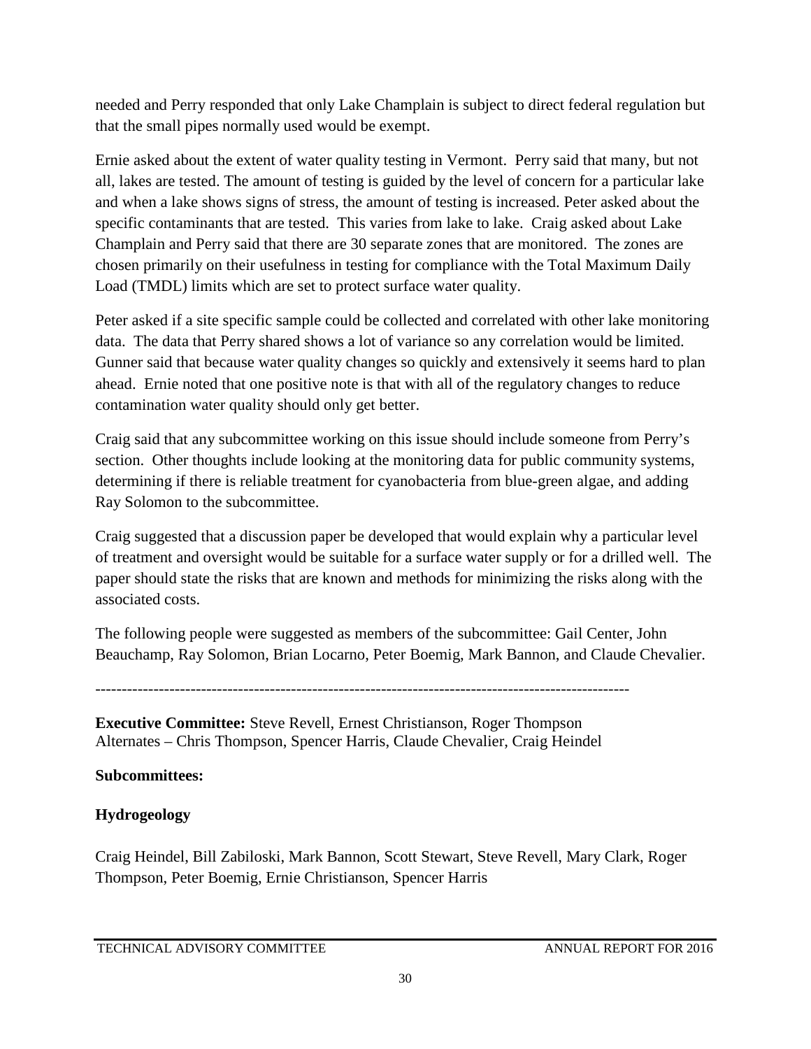needed and Perry responded that only Lake Champlain is subject to direct federal regulation but that the small pipes normally used would be exempt.

Ernie asked about the extent of water quality testing in Vermont. Perry said that many, but not all, lakes are tested. The amount of testing is guided by the level of concern for a particular lake and when a lake shows signs of stress, the amount of testing is increased. Peter asked about the specific contaminants that are tested. This varies from lake to lake. Craig asked about Lake Champlain and Perry said that there are 30 separate zones that are monitored. The zones are chosen primarily on their usefulness in testing for compliance with the Total Maximum Daily Load (TMDL) limits which are set to protect surface water quality.

Peter asked if a site specific sample could be collected and correlated with other lake monitoring data. The data that Perry shared shows a lot of variance so any correlation would be limited. Gunner said that because water quality changes so quickly and extensively it seems hard to plan ahead. Ernie noted that one positive note is that with all of the regulatory changes to reduce contamination water quality should only get better.

Craig said that any subcommittee working on this issue should include someone from Perry's section. Other thoughts include looking at the monitoring data for public community systems, determining if there is reliable treatment for cyanobacteria from blue-green algae, and adding Ray Solomon to the subcommittee.

Craig suggested that a discussion paper be developed that would explain why a particular level of treatment and oversight would be suitable for a surface water supply or for a drilled well. The paper should state the risks that are known and methods for minimizing the risks along with the associated costs.

The following people were suggested as members of the subcommittee: Gail Center, John Beauchamp, Ray Solomon, Brian Locarno, Peter Boemig, Mark Bannon, and Claude Chevalier.

---

**Executive Committee:** Steve Revell, Ernest Christianson, Roger Thompson
Alternates – Chris Thompson, Spencer Harris, Claude Chevalier, Craig Heindel

**Subcommittees:**

**Hydrogeology**

Craig Heindel, Bill Zabiloski, Mark Bannon, Scott Stewart, Steve Revell, Mary Clark, Roger Thompson, Peter Boemig, Ernie Christianson, Spencer Harris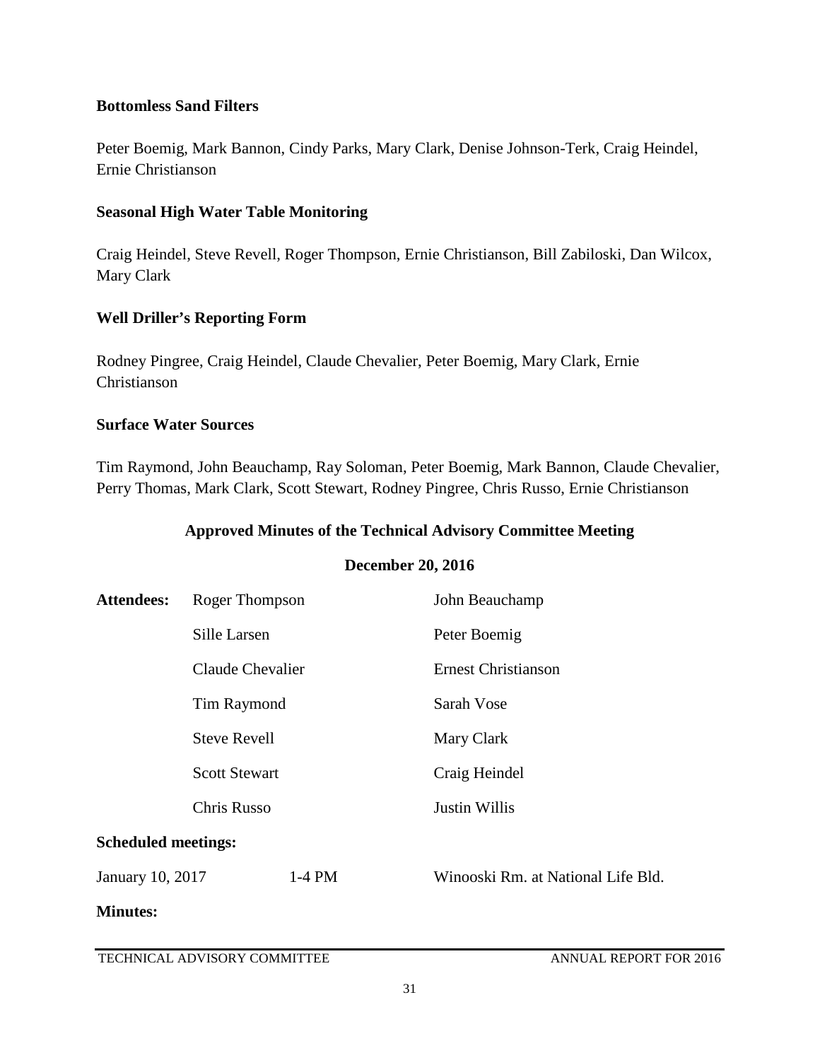**Bottomless Sand Filters**

Peter Boemig, Mark Bannon, Cindy Parks, Mary Clark, Denise Johnson-Terk, Craig Heindel, Ernie Christianson

**Seasonal High Water Table Monitoring**

Craig Heindel, Steve Revell, Roger Thompson, Ernie Christianson, Bill Zabiloski, Dan Wilcox, Mary Clark

**Well Driller's Reporting Form**

Rodney Pingree, Craig Heindel, Claude Chevalier, Peter Boemig, Mary Clark, Ernie Christianson

**Surface Water Sources**

Tim Raymond, John Beauchamp, Ray Soloman, Peter Boemig, Mark Bannon, Claude Chevalier, Perry Thomas, Mark Clark, Scott Stewart, Rodney Pingree, Chris Russo, Ernie Christianson

## Approved Minutes of the Technical Advisory Committee Meeting

**December 20, 2016**

| **Attendees:** | Roger Thompson | John Beauchamp |
|---|---|---|
| | Sille Larsen | Peter Boemig |
| | Claude Chevalier | Ernest Christianson |
| | Tim Raymond | Sarah Vose |
| | Steve Revell | Mary Clark |
| | Scott Stewart | Craig Heindel |
| | Chris Russo | Justin Willis |

**Scheduled meetings:**

| January 10, 2017 | 1-4 PM | Winooski Rm. at National Life Bld. |
|---|---|---|

**Minutes:**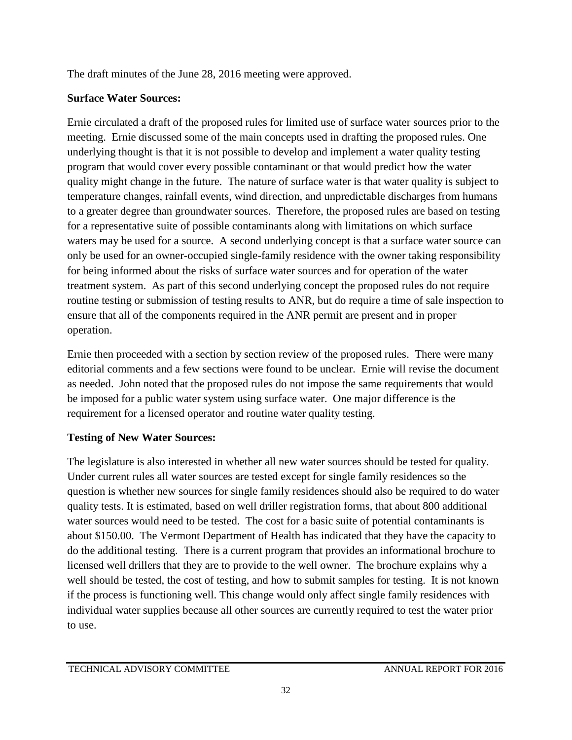The draft minutes of the June 28, 2016 meeting were approved.

**Surface Water Sources:**

Ernie circulated a draft of the proposed rules for limited use of surface water sources prior to the meeting. Ernie discussed some of the main concepts used in drafting the proposed rules. One underlying thought is that it is not possible to develop and implement a water quality testing program that would cover every possible contaminant or that would predict how the water quality might change in the future. The nature of surface water is that water quality is subject to temperature changes, rainfall events, wind direction, and unpredictable discharges from humans to a greater degree than groundwater sources. Therefore, the proposed rules are based on testing for a representative suite of possible contaminants along with limitations on which surface waters may be used for a source. A second underlying concept is that a surface water source can only be used for an owner-occupied single-family residence with the owner taking responsibility for being informed about the risks of surface water sources and for operation of the water treatment system. As part of this second underlying concept the proposed rules do not require routine testing or submission of testing results to ANR, but do require a time of sale inspection to ensure that all of the components required in the ANR permit are present and in proper operation.

Ernie then proceeded with a section by section review of the proposed rules. There were many editorial comments and a few sections were found to be unclear. Ernie will revise the document as needed. John noted that the proposed rules do not impose the same requirements that would be imposed for a public water system using surface water. One major difference is the requirement for a licensed operator and routine water quality testing.

**Testing of New Water Sources:**

The legislature is also interested in whether all new water sources should be tested for quality. Under current rules all water sources are tested except for single family residences so the question is whether new sources for single family residences should also be required to do water quality tests. It is estimated, based on well driller registration forms, that about 800 additional water sources would need to be tested. The cost for a basic suite of potential contaminants is about $150.00. The Vermont Department of Health has indicated that they have the capacity to do the additional testing. There is a current program that provides an informational brochure to licensed well drillers that they are to provide to the well owner. The brochure explains why a well should be tested, the cost of testing, and how to submit samples for testing. It is not known if the process is functioning well. This change would only affect single family residences with individual water supplies because all other sources are currently required to test the water prior to use.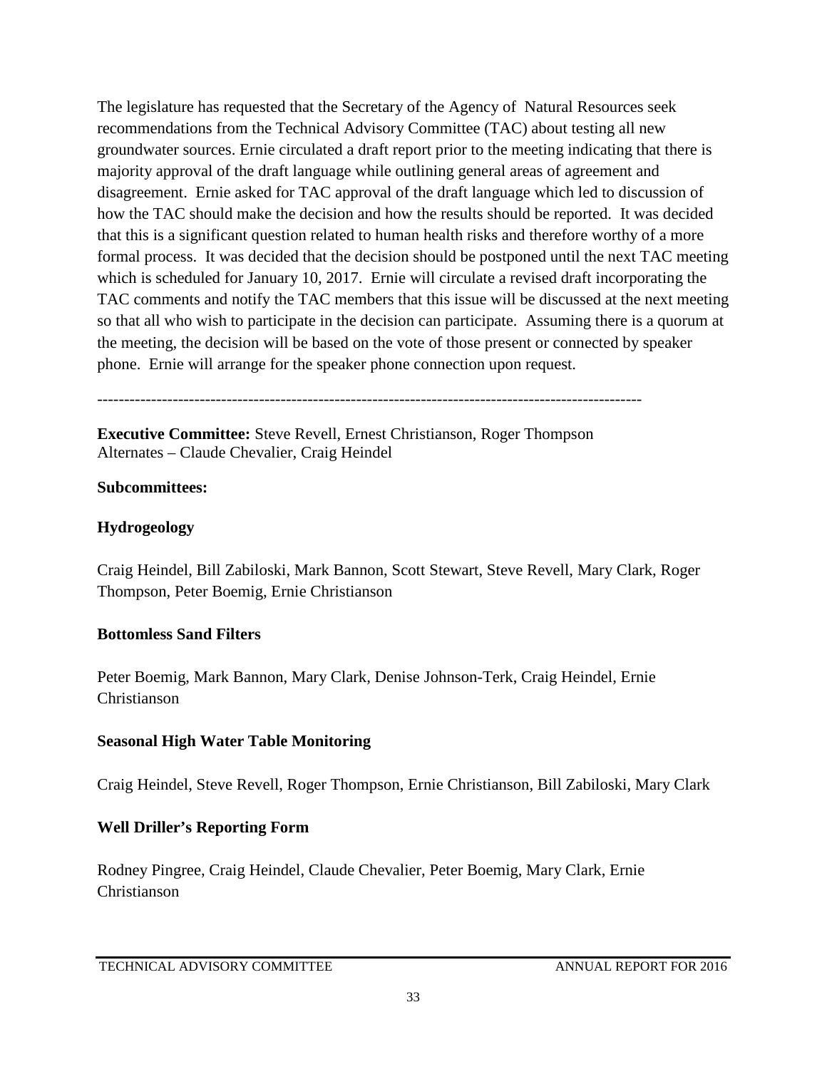The legislature has requested that the Secretary of the Agency of Natural Resources seek recommendations from the Technical Advisory Committee (TAC) about testing all new groundwater sources. Ernie circulated a draft report prior to the meeting indicating that there is majority approval of the draft language while outlining general areas of agreement and disagreement. Ernie asked for TAC approval of the draft language which led to discussion of how the TAC should make the decision and how the results should be reported. It was decided that this is a significant question related to human health risks and therefore worthy of a more formal process. It was decided that the decision should be postponed until the next TAC meeting which is scheduled for January 10, 2017. Ernie will circulate a revised draft incorporating the TAC comments and notify the TAC members that this issue will be discussed at the next meeting so that all who wish to participate in the decision can participate. Assuming there is a quorum at the meeting, the decision will be based on the vote of those present or connected by speaker phone. Ernie will arrange for the speaker phone connection upon request.

---

**Executive Committee:** Steve Revell, Ernest Christianson, Roger Thompson
Alternates – Claude Chevalier, Craig Heindel

**Subcommittees:**

**Hydrogeology**

Craig Heindel, Bill Zabiloski, Mark Bannon, Scott Stewart, Steve Revell, Mary Clark, Roger Thompson, Peter Boemig, Ernie Christianson

**Bottomless Sand Filters**

Peter Boemig, Mark Bannon, Mary Clark, Denise Johnson-Terk, Craig Heindel, Ernie Christianson

**Seasonal High Water Table Monitoring**

Craig Heindel, Steve Revell, Roger Thompson, Ernie Christianson, Bill Zabiloski, Mary Clark

**Well Driller's Reporting Form**

Rodney Pingree, Craig Heindel, Claude Chevalier, Peter Boemig, Mary Clark, Ernie Christianson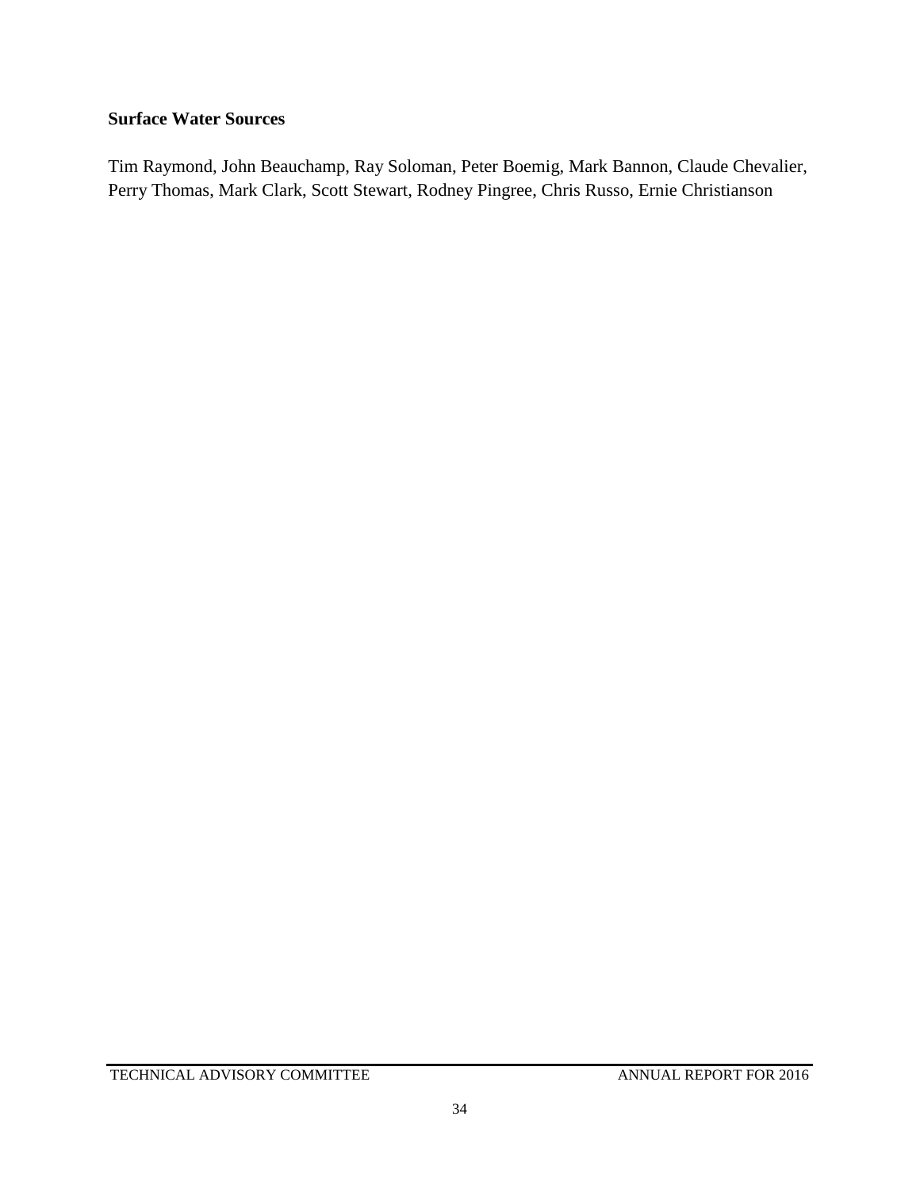**Surface Water Sources**

Tim Raymond, John Beauchamp, Ray Soloman, Peter Boemig, Mark Bannon, Claude Chevalier, Perry Thomas, Mark Clark, Scott Stewart, Rodney Pingree, Chris Russo, Ernie Christianson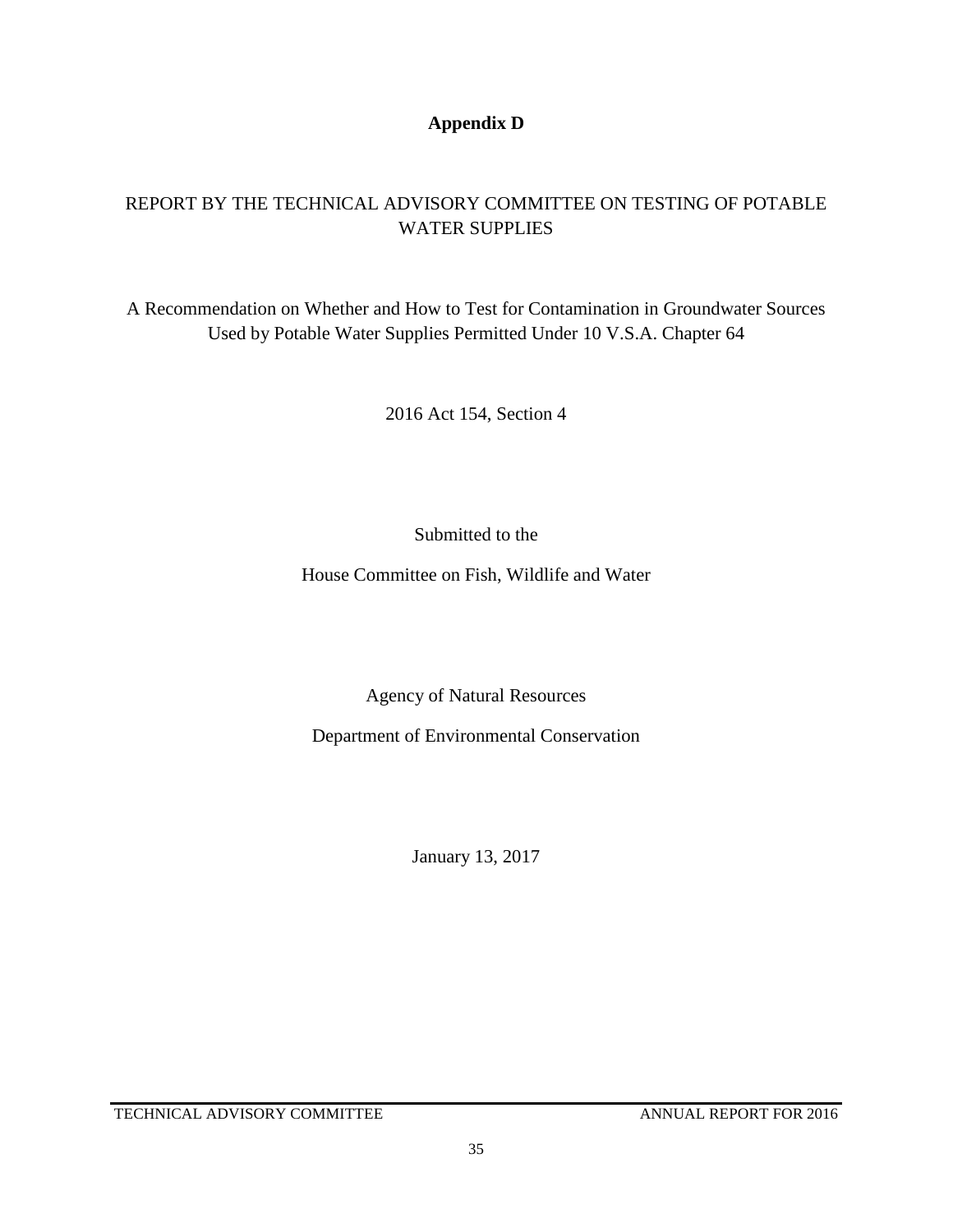# Appendix D

## REPORT BY THE TECHNICAL ADVISORY COMMITTEE ON TESTING OF POTABLE WATER SUPPLIES

A Recommendation on Whether and How to Test for Contamination in Groundwater Sources Used by Potable Water Supplies Permitted Under 10 V.S.A. Chapter 64

2016 Act 154, Section 4

Submitted to the

House Committee on Fish, Wildlife and Water

Agency of Natural Resources

Department of Environmental Conservation

January 13, 2017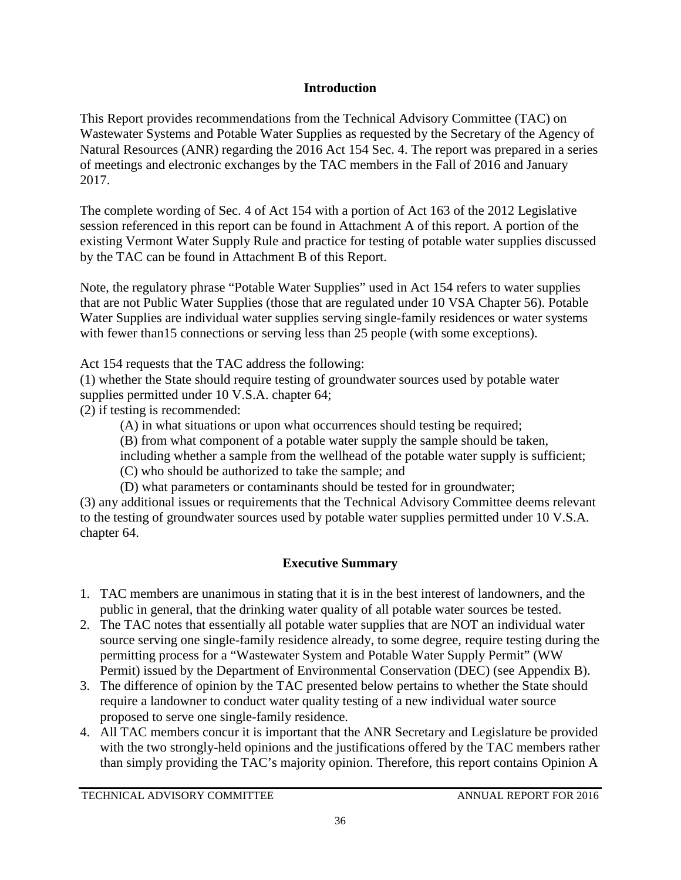## Introduction

This Report provides recommendations from the Technical Advisory Committee (TAC) on Wastewater Systems and Potable Water Supplies as requested by the Secretary of the Agency of Natural Resources (ANR) regarding the 2016 Act 154 Sec. 4. The report was prepared in a series of meetings and electronic exchanges by the TAC members in the Fall of 2016 and January 2017.

The complete wording of Sec. 4 of Act 154 with a portion of Act 163 of the 2012 Legislative session referenced in this report can be found in Attachment A of this report. A portion of the existing Vermont Water Supply Rule and practice for testing of potable water supplies discussed by the TAC can be found in Attachment B of this Report.

Note, the regulatory phrase "Potable Water Supplies" used in Act 154 refers to water supplies that are not Public Water Supplies (those that are regulated under 10 VSA Chapter 56). Potable Water Supplies are individual water supplies serving single-family residences or water systems with fewer than15 connections or serving less than 25 people (with some exceptions).

Act 154 requests that the TAC address the following:

(1) whether the State should require testing of groundwater sources used by potable water supplies permitted under 10 V.S.A. chapter 64;

(2) if testing is recommended:

(A) in what situations or upon what occurrences should testing be required;

(B) from what component of a potable water supply the sample should be taken, including whether a sample from the wellhead of the potable water supply is sufficient;

(C) who should be authorized to take the sample; and

(D) what parameters or contaminants should be tested for in groundwater;

(3) any additional issues or requirements that the Technical Advisory Committee deems relevant to the testing of groundwater sources used by potable water supplies permitted under 10 V.S.A. chapter 64.

## Executive Summary

1. TAC members are unanimous in stating that it is in the best interest of landowners, and the public in general, that the drinking water quality of all potable water sources be tested.
2. The TAC notes that essentially all potable water supplies that are NOT an individual water source serving one single-family residence already, to some degree, require testing during the permitting process for a "Wastewater System and Potable Water Supply Permit" (WW Permit) issued by the Department of Environmental Conservation (DEC) (see Appendix B).
3. The difference of opinion by the TAC presented below pertains to whether the State should require a landowner to conduct water quality testing of a new individual water source proposed to serve one single-family residence.
4. All TAC members concur it is important that the ANR Secretary and Legislature be provided with the two strongly-held opinions and the justifications offered by the TAC members rather than simply providing the TAC's majority opinion. Therefore, this report contains Opinion A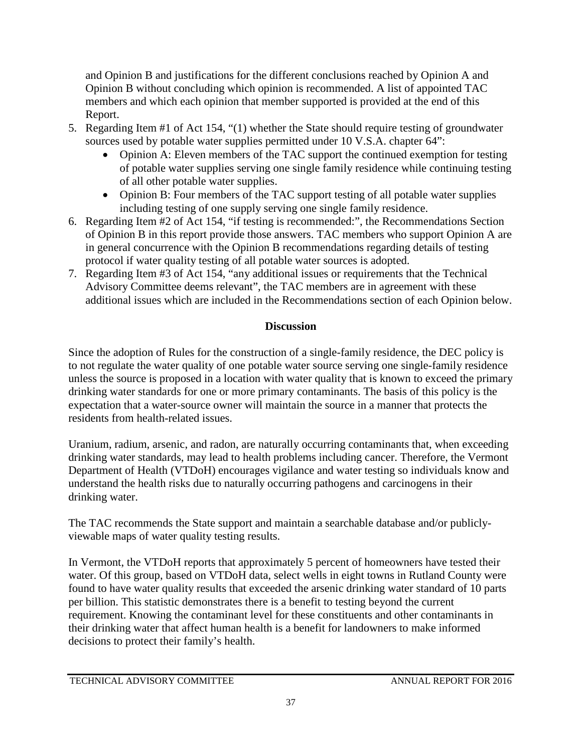and Opinion B and justifications for the different conclusions reached by Opinion A and Opinion B without concluding which opinion is recommended. A list of appointed TAC members and which each opinion that member supported is provided at the end of this Report.

5. Regarding Item #1 of Act 154, "(1) whether the State should require testing of groundwater sources used by potable water supplies permitted under 10 V.S.A. chapter 64":
   - Opinion A: Eleven members of the TAC support the continued exemption for testing of potable water supplies serving one single family residence while continuing testing of all other potable water supplies.
   - Opinion B: Four members of the TAC support testing of all potable water supplies including testing of one supply serving one single family residence.
6. Regarding Item #2 of Act 154, "if testing is recommended:", the Recommendations Section of Opinion B in this report provide those answers. TAC members who support Opinion A are in general concurrence with the Opinion B recommendations regarding details of testing protocol if water quality testing of all potable water sources is adopted.
7. Regarding Item #3 of Act 154, "any additional issues or requirements that the Technical Advisory Committee deems relevant", the TAC members are in agreement with these additional issues which are included in the Recommendations section of each Opinion below.

## Discussion

Since the adoption of Rules for the construction of a single-family residence, the DEC policy is to not regulate the water quality of one potable water source serving one single-family residence unless the source is proposed in a location with water quality that is known to exceed the primary drinking water standards for one or more primary contaminants. The basis of this policy is the expectation that a water-source owner will maintain the source in a manner that protects the residents from health-related issues.

Uranium, radium, arsenic, and radon, are naturally occurring contaminants that, when exceeding drinking water standards, may lead to health problems including cancer. Therefore, the Vermont Department of Health (VTDoH) encourages vigilance and water testing so individuals know and understand the health risks due to naturally occurring pathogens and carcinogens in their drinking water.

The TAC recommends the State support and maintain a searchable database and/or publicly-viewable maps of water quality testing results.

In Vermont, the VTDoH reports that approximately 5 percent of homeowners have tested their water. Of this group, based on VTDoH data, select wells in eight towns in Rutland County were found to have water quality results that exceeded the arsenic drinking water standard of 10 parts per billion. This statistic demonstrates there is a benefit to testing beyond the current requirement. Knowing the contaminant level for these constituents and other contaminants in their drinking water that affect human health is a benefit for landowners to make informed decisions to protect their family's health.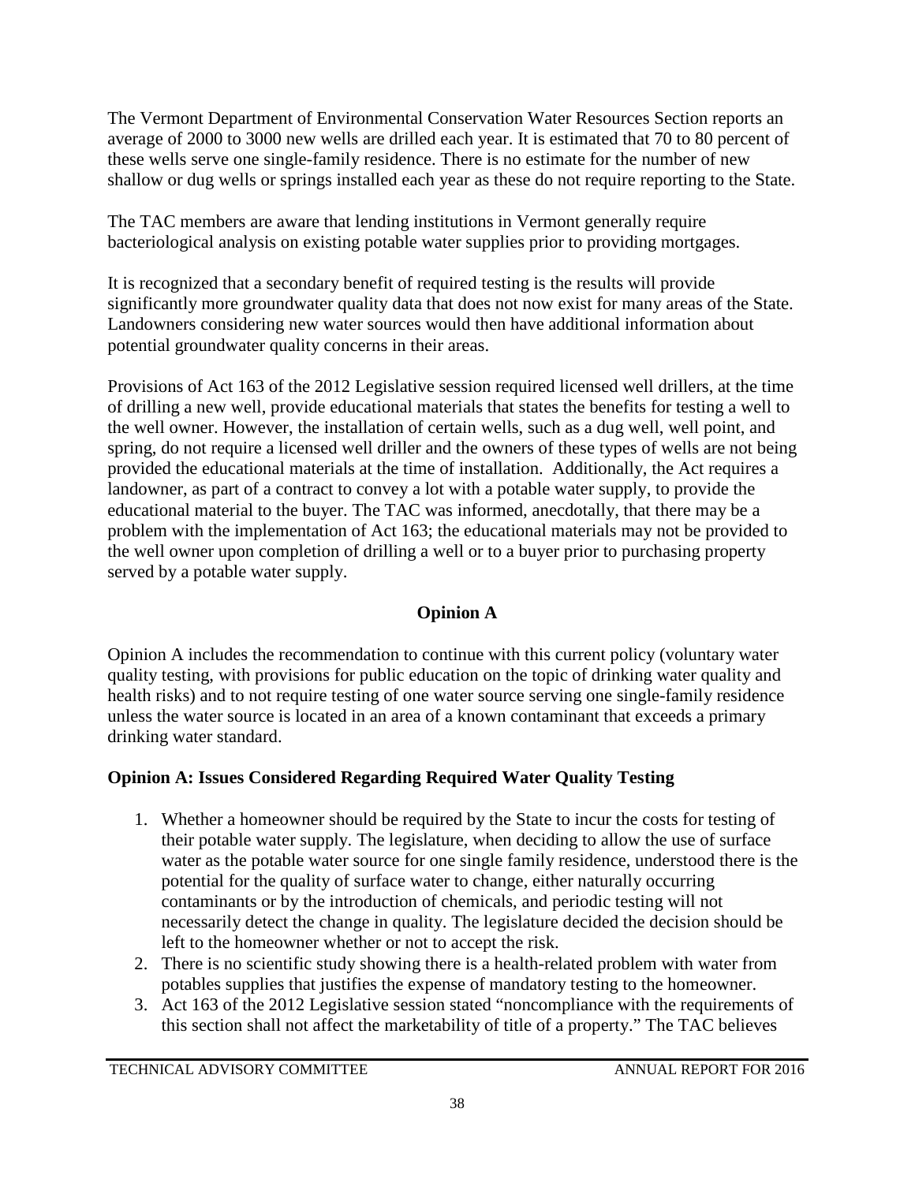The Vermont Department of Environmental Conservation Water Resources Section reports an average of 2000 to 3000 new wells are drilled each year. It is estimated that 70 to 80 percent of these wells serve one single-family residence. There is no estimate for the number of new shallow or dug wells or springs installed each year as these do not require reporting to the State.

The TAC members are aware that lending institutions in Vermont generally require bacteriological analysis on existing potable water supplies prior to providing mortgages.

It is recognized that a secondary benefit of required testing is the results will provide significantly more groundwater quality data that does not now exist for many areas of the State. Landowners considering new water sources would then have additional information about potential groundwater quality concerns in their areas.

Provisions of Act 163 of the 2012 Legislative session required licensed well drillers, at the time of drilling a new well, provide educational materials that states the benefits for testing a well to the well owner. However, the installation of certain wells, such as a dug well, well point, and spring, do not require a licensed well driller and the owners of these types of wells are not being provided the educational materials at the time of installation. Additionally, the Act requires a landowner, as part of a contract to convey a lot with a potable water supply, to provide the educational material to the buyer. The TAC was informed, anecdotally, that there may be a problem with the implementation of Act 163; the educational materials may not be provided to the well owner upon completion of drilling a well or to a buyer prior to purchasing property served by a potable water supply.

## Opinion A

Opinion A includes the recommendation to continue with this current policy (voluntary water quality testing, with provisions for public education on the topic of drinking water quality and health risks) and to not require testing of one water source serving one single-family residence unless the water source is located in an area of a known contaminant that exceeds a primary drinking water standard.

### Opinion A: Issues Considered Regarding Required Water Quality Testing

1. Whether a homeowner should be required by the State to incur the costs for testing of their potable water supply. The legislature, when deciding to allow the use of surface water as the potable water source for one single family residence, understood there is the potential for the quality of surface water to change, either naturally occurring contaminants or by the introduction of chemicals, and periodic testing will not necessarily detect the change in quality. The legislature decided the decision should be left to the homeowner whether or not to accept the risk.
2. There is no scientific study showing there is a health-related problem with water from potables supplies that justifies the expense of mandatory testing to the homeowner.
3. Act 163 of the 2012 Legislative session stated "noncompliance with the requirements of this section shall not affect the marketability of title of a property." The TAC believes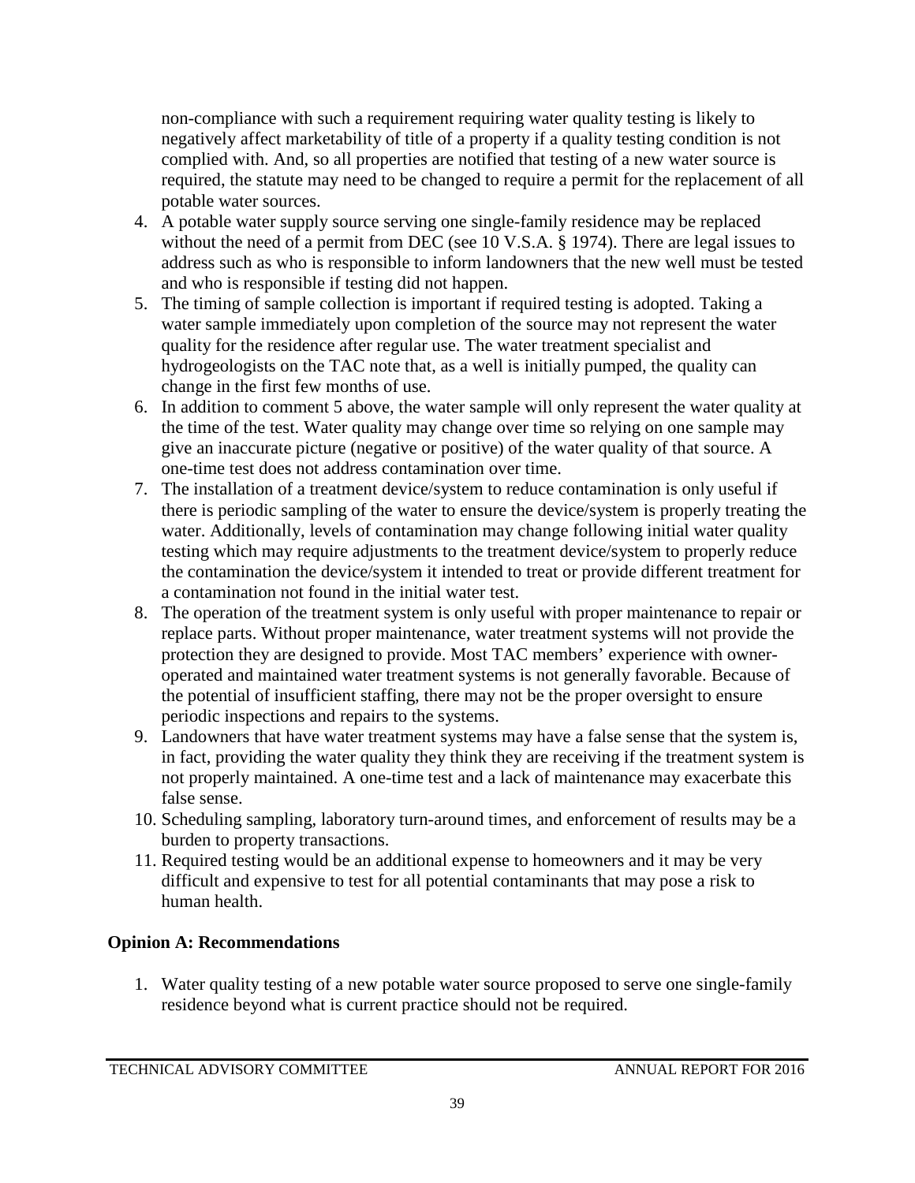non-compliance with such a requirement requiring water quality testing is likely to negatively affect marketability of title of a property if a quality testing condition is not complied with. And, so all properties are notified that testing of a new water source is required, the statute may need to be changed to require a permit for the replacement of all potable water sources.

4. A potable water supply source serving one single-family residence may be replaced without the need of a permit from DEC (see 10 V.S.A. § 1974). There are legal issues to address such as who is responsible to inform landowners that the new well must be tested and who is responsible if testing did not happen.
5. The timing of sample collection is important if required testing is adopted. Taking a water sample immediately upon completion of the source may not represent the water quality for the residence after regular use. The water treatment specialist and hydrogeologists on the TAC note that, as a well is initially pumped, the quality can change in the first few months of use.
6. In addition to comment 5 above, the water sample will only represent the water quality at the time of the test. Water quality may change over time so relying on one sample may give an inaccurate picture (negative or positive) of the water quality of that source. A one-time test does not address contamination over time.
7. The installation of a treatment device/system to reduce contamination is only useful if there is periodic sampling of the water to ensure the device/system is properly treating the water. Additionally, levels of contamination may change following initial water quality testing which may require adjustments to the treatment device/system to properly reduce the contamination the device/system it intended to treat or provide different treatment for a contamination not found in the initial water test.
8. The operation of the treatment system is only useful with proper maintenance to repair or replace parts. Without proper maintenance, water treatment systems will not provide the protection they are designed to provide. Most TAC members' experience with owner-operated and maintained water treatment systems is not generally favorable. Because of the potential of insufficient staffing, there may not be the proper oversight to ensure periodic inspections and repairs to the systems.
9. Landowners that have water treatment systems may have a false sense that the system is, in fact, providing the water quality they think they are receiving if the treatment system is not properly maintained. A one-time test and a lack of maintenance may exacerbate this false sense.
10. Scheduling sampling, laboratory turn-around times, and enforcement of results may be a burden to property transactions.
11. Required testing would be an additional expense to homeowners and it may be very difficult and expensive to test for all potential contaminants that may pose a risk to human health.

**Opinion A: Recommendations**

1. Water quality testing of a new potable water source proposed to serve one single-family residence beyond what is current practice should not be required.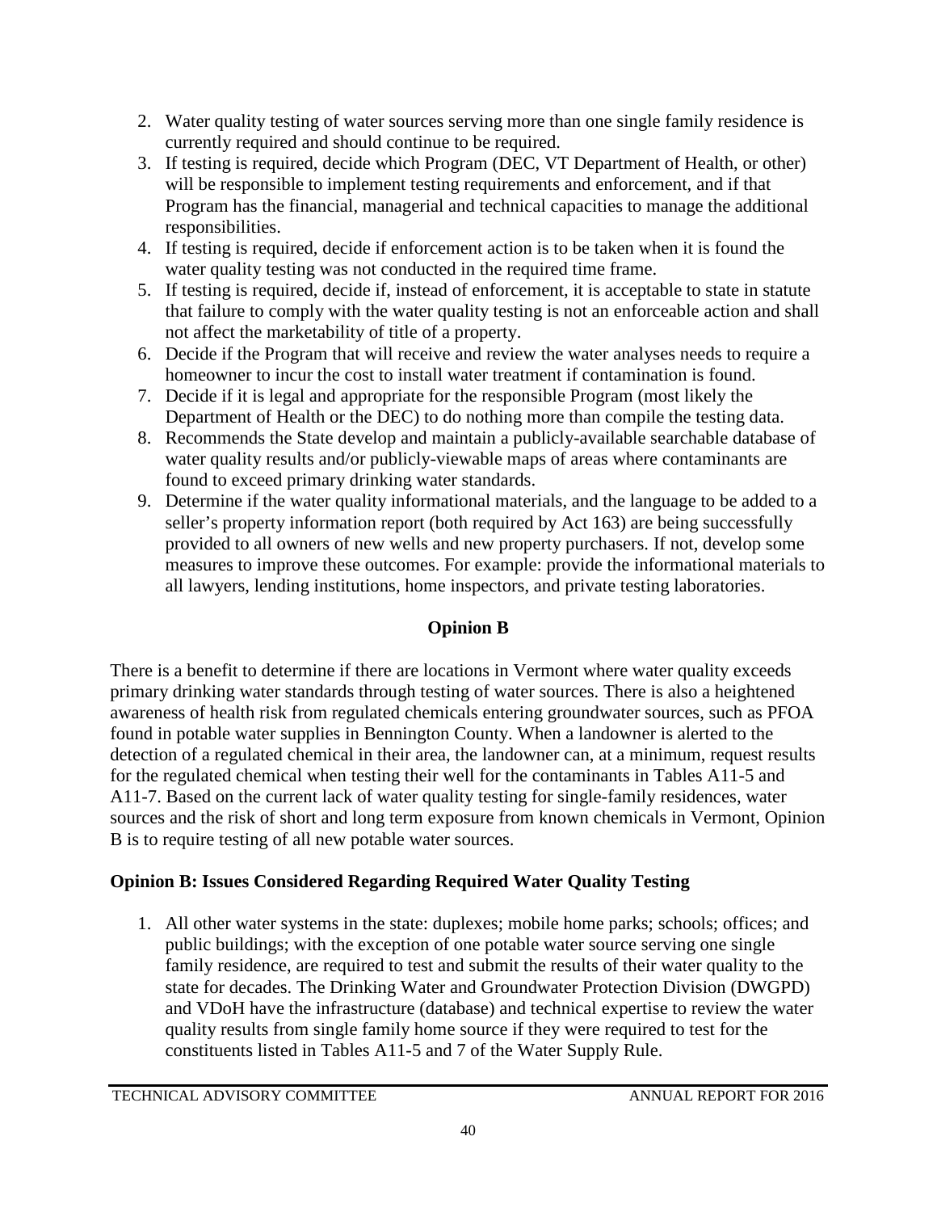2. Water quality testing of water sources serving more than one single family residence is currently required and should continue to be required.
3. If testing is required, decide which Program (DEC, VT Department of Health, or other) will be responsible to implement testing requirements and enforcement, and if that Program has the financial, managerial and technical capacities to manage the additional responsibilities.
4. If testing is required, decide if enforcement action is to be taken when it is found the water quality testing was not conducted in the required time frame.
5. If testing is required, decide if, instead of enforcement, it is acceptable to state in statute that failure to comply with the water quality testing is not an enforceable action and shall not affect the marketability of title of a property.
6. Decide if the Program that will receive and review the water analyses needs to require a homeowner to incur the cost to install water treatment if contamination is found.
7. Decide if it is legal and appropriate for the responsible Program (most likely the Department of Health or the DEC) to do nothing more than compile the testing data.
8. Recommends the State develop and maintain a publicly-available searchable database of water quality results and/or publicly-viewable maps of areas where contaminants are found to exceed primary drinking water standards.
9. Determine if the water quality informational materials, and the language to be added to a seller's property information report (both required by Act 163) are being successfully provided to all owners of new wells and new property purchasers. If not, develop some measures to improve these outcomes. For example: provide the informational materials to all lawyers, lending institutions, home inspectors, and private testing laboratories.

## Opinion B

There is a benefit to determine if there are locations in Vermont where water quality exceeds primary drinking water standards through testing of water sources. There is also a heightened awareness of health risk from regulated chemicals entering groundwater sources, such as PFOA found in potable water supplies in Bennington County. When a landowner is alerted to the detection of a regulated chemical in their area, the landowner can, at a minimum, request results for the regulated chemical when testing their well for the contaminants in Tables A11-5 and A11-7. Based on the current lack of water quality testing for single-family residences, water sources and the risk of short and long term exposure from known chemicals in Vermont, Opinion B is to require testing of all new potable water sources.

### Opinion B: Issues Considered Regarding Required Water Quality Testing

1. All other water systems in the state: duplexes; mobile home parks; schools; offices; and public buildings; with the exception of one potable water source serving one single family residence, are required to test and submit the results of their water quality to the state for decades. The Drinking Water and Groundwater Protection Division (DWGPD) and VDoH have the infrastructure (database) and technical expertise to review the water quality results from single family home source if they were required to test for the constituents listed in Tables A11-5 and 7 of the Water Supply Rule.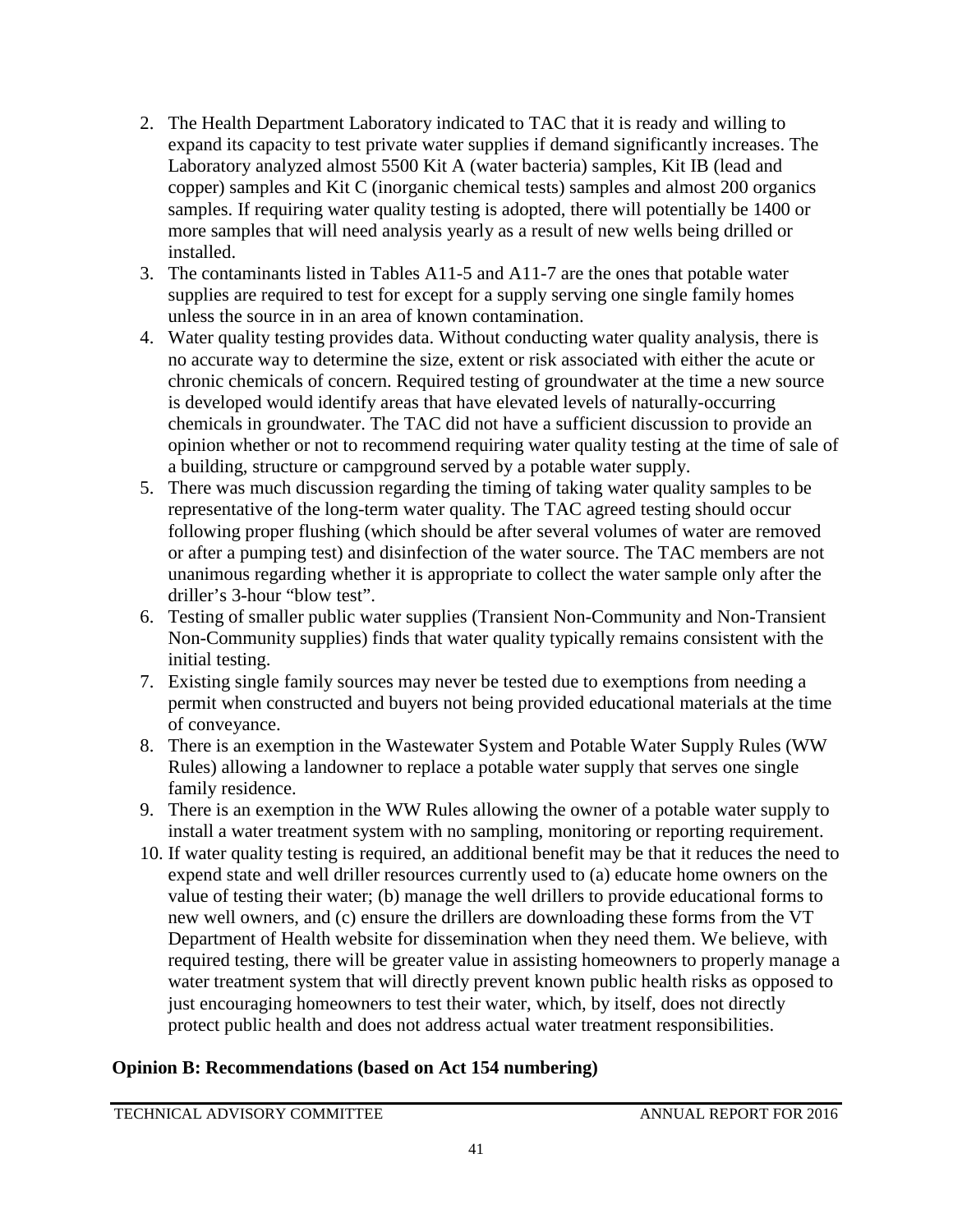2. The Health Department Laboratory indicated to TAC that it is ready and willing to expand its capacity to test private water supplies if demand significantly increases. The Laboratory analyzed almost 5500 Kit A (water bacteria) samples, Kit IB (lead and copper) samples and Kit C (inorganic chemical tests) samples and almost 200 organics samples. If requiring water quality testing is adopted, there will potentially be 1400 or more samples that will need analysis yearly as a result of new wells being drilled or installed.
3. The contaminants listed in Tables A11-5 and A11-7 are the ones that potable water supplies are required to test for except for a supply serving one single family homes unless the source in in an area of known contamination.
4. Water quality testing provides data. Without conducting water quality analysis, there is no accurate way to determine the size, extent or risk associated with either the acute or chronic chemicals of concern. Required testing of groundwater at the time a new source is developed would identify areas that have elevated levels of naturally-occurring chemicals in groundwater. The TAC did not have a sufficient discussion to provide an opinion whether or not to recommend requiring water quality testing at the time of sale of a building, structure or campground served by a potable water supply.
5. There was much discussion regarding the timing of taking water quality samples to be representative of the long-term water quality. The TAC agreed testing should occur following proper flushing (which should be after several volumes of water are removed or after a pumping test) and disinfection of the water source. The TAC members are not unanimous regarding whether it is appropriate to collect the water sample only after the driller's 3-hour "blow test".
6. Testing of smaller public water supplies (Transient Non-Community and Non-Transient Non-Community supplies) finds that water quality typically remains consistent with the initial testing.
7. Existing single family sources may never be tested due to exemptions from needing a permit when constructed and buyers not being provided educational materials at the time of conveyance.
8. There is an exemption in the Wastewater System and Potable Water Supply Rules (WW Rules) allowing a landowner to replace a potable water supply that serves one single family residence.
9. There is an exemption in the WW Rules allowing the owner of a potable water supply to install a water treatment system with no sampling, monitoring or reporting requirement.
10. If water quality testing is required, an additional benefit may be that it reduces the need to expend state and well driller resources currently used to (a) educate home owners on the value of testing their water; (b) manage the well drillers to provide educational forms to new well owners, and (c) ensure the drillers are downloading these forms from the VT Department of Health website for dissemination when they need them. We believe, with required testing, there will be greater value in assisting homeowners to properly manage a water treatment system that will directly prevent known public health risks as opposed to just encouraging homeowners to test their water, which, by itself, does not directly protect public health and does not address actual water treatment responsibilities.

**Opinion B: Recommendations (based on Act 154 numbering)**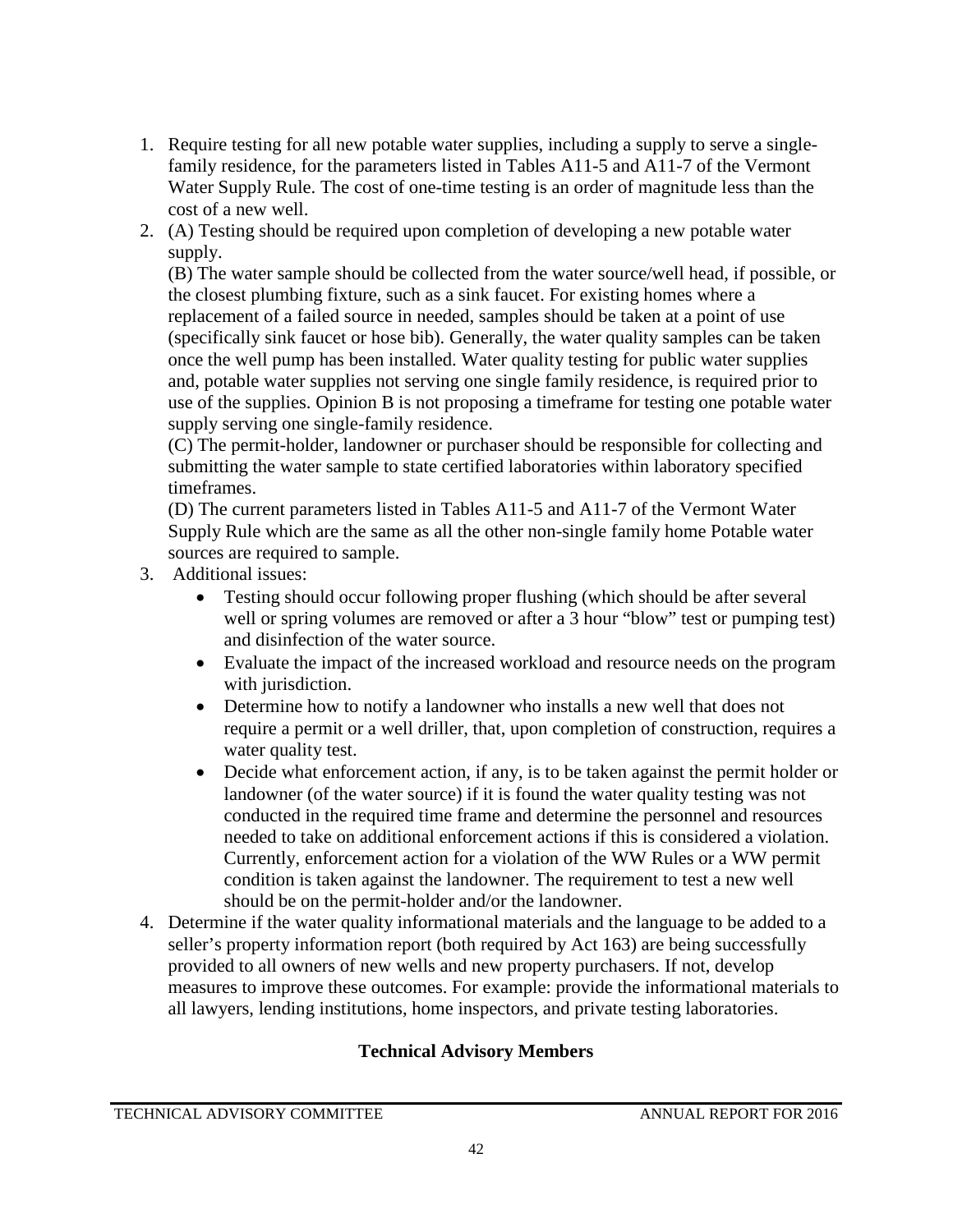1. Require testing for all new potable water supplies, including a supply to serve a single-family residence, for the parameters listed in Tables A11-5 and A11-7 of the Vermont Water Supply Rule. The cost of one-time testing is an order of magnitude less than the cost of a new well.
2. (A) Testing should be required upon completion of developing a new potable water supply.
   (B) The water sample should be collected from the water source/well head, if possible, or the closest plumbing fixture, such as a sink faucet. For existing homes where a replacement of a failed source in needed, samples should be taken at a point of use (specifically sink faucet or hose bib). Generally, the water quality samples can be taken once the well pump has been installed. Water quality testing for public water supplies and, potable water supplies not serving one single family residence, is required prior to use of the supplies. Opinion B is not proposing a timeframe for testing one potable water supply serving one single-family residence.
   (C) The permit-holder, landowner or purchaser should be responsible for collecting and submitting the water sample to state certified laboratories within laboratory specified timeframes.
   (D) The current parameters listed in Tables A11-5 and A11-7 of the Vermont Water Supply Rule which are the same as all the other non-single family home Potable water sources are required to sample.
3. Additional issues:
   - Testing should occur following proper flushing (which should be after several well or spring volumes are removed or after a 3 hour "blow" test or pumping test) and disinfection of the water source.
   - Evaluate the impact of the increased workload and resource needs on the program with jurisdiction.
   - Determine how to notify a landowner who installs a new well that does not require a permit or a well driller, that, upon completion of construction, requires a water quality test.
   - Decide what enforcement action, if any, is to be taken against the permit holder or landowner (of the water source) if it is found the water quality testing was not conducted in the required time frame and determine the personnel and resources needed to take on additional enforcement actions if this is considered a violation. Currently, enforcement action for a violation of the WW Rules or a WW permit condition is taken against the landowner. The requirement to test a new well should be on the permit-holder and/or the landowner.
4. Determine if the water quality informational materials and the language to be added to a seller's property information report (both required by Act 163) are being successfully provided to all owners of new wells and new property purchasers. If not, develop measures to improve these outcomes. For example: provide the informational materials to all lawyers, lending institutions, home inspectors, and private testing laboratories.

**Technical Advisory Members**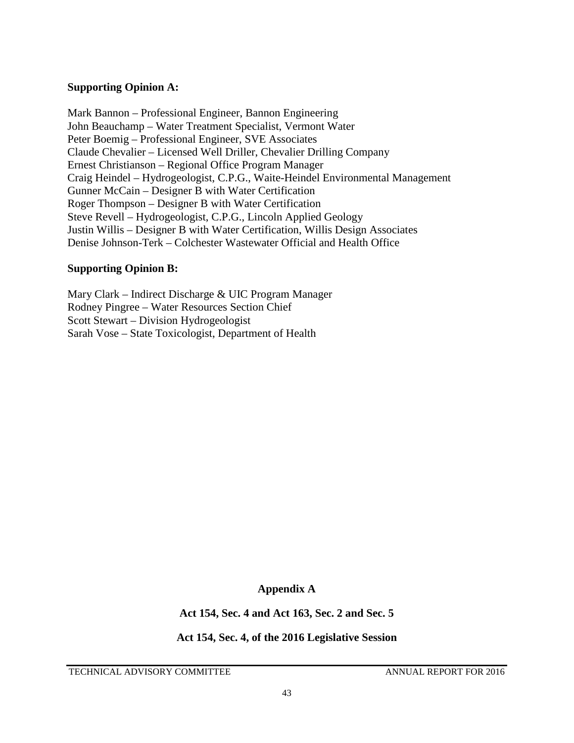**Supporting Opinion A:**

Mark Bannon – Professional Engineer, Bannon Engineering
John Beauchamp – Water Treatment Specialist, Vermont Water
Peter Boemig – Professional Engineer, SVE Associates
Claude Chevalier – Licensed Well Driller, Chevalier Drilling Company
Ernest Christianson – Regional Office Program Manager
Craig Heindel – Hydrogeologist, C.P.G., Waite-Heindel Environmental Management
Gunner McCain – Designer B with Water Certification
Roger Thompson – Designer B with Water Certification
Steve Revell – Hydrogeologist, C.P.G., Lincoln Applied Geology
Justin Willis – Designer B with Water Certification, Willis Design Associates
Denise Johnson-Terk – Colchester Wastewater Official and Health Office

**Supporting Opinion B:**

Mary Clark – Indirect Discharge & UIC Program Manager
Rodney Pingree – Water Resources Section Chief
Scott Stewart – Division Hydrogeologist
Sarah Vose – State Toxicologist, Department of Health

# Appendix A

## Act 154, Sec. 4 and Act 163, Sec. 2 and Sec. 5

### Act 154, Sec. 4, of the 2016 Legislative Session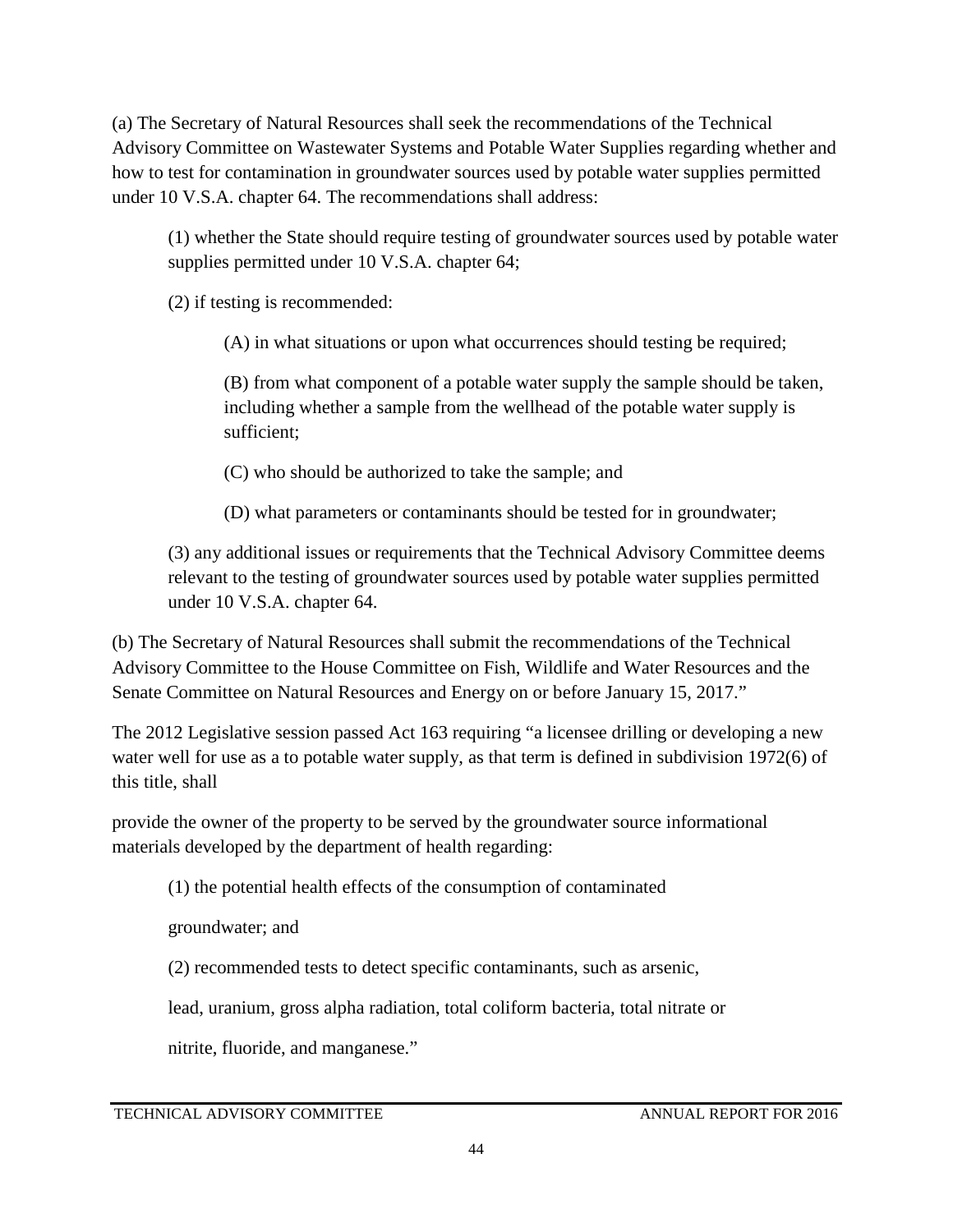(a) The Secretary of Natural Resources shall seek the recommendations of the Technical Advisory Committee on Wastewater Systems and Potable Water Supplies regarding whether and how to test for contamination in groundwater sources used by potable water supplies permitted under 10 V.S.A. chapter 64. The recommendations shall address:

> (1) whether the State should require testing of groundwater sources used by potable water supplies permitted under 10 V.S.A. chapter 64;
>
> (2) if testing is recommended:
>
> > (A) in what situations or upon what occurrences should testing be required;
> >
> > (B) from what component of a potable water supply the sample should be taken, including whether a sample from the wellhead of the potable water supply is sufficient;
> >
> > (C) who should be authorized to take the sample; and
> >
> > (D) what parameters or contaminants should be tested for in groundwater;
>
> (3) any additional issues or requirements that the Technical Advisory Committee deems relevant to the testing of groundwater sources used by potable water supplies permitted under 10 V.S.A. chapter 64.

(b) The Secretary of Natural Resources shall submit the recommendations of the Technical Advisory Committee to the House Committee on Fish, Wildlife and Water Resources and the Senate Committee on Natural Resources and Energy on or before January 15, 2017."

The 2012 Legislative session passed Act 163 requiring "a licensee drilling or developing a new water well for use as a to potable water supply, as that term is defined in subdivision 1972(6) of this title, shall

provide the owner of the property to be served by the groundwater source informational materials developed by the department of health regarding:

> (1) the potential health effects of the consumption of contaminated
>
> groundwater; and
>
> (2) recommended tests to detect specific contaminants, such as arsenic,
>
> lead, uranium, gross alpha radiation, total coliform bacteria, total nitrate or
>
> nitrite, fluoride, and manganese."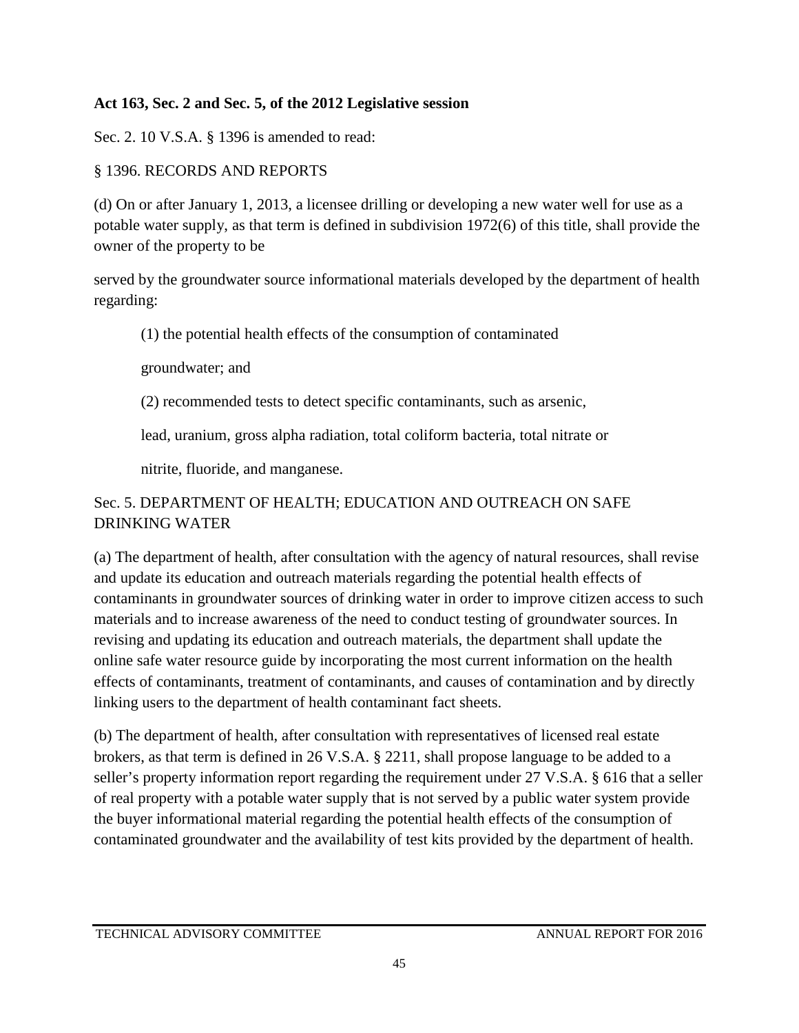**Act 163, Sec. 2 and Sec. 5, of the 2012 Legislative session**

Sec. 2. 10 V.S.A. § 1396 is amended to read:

§ 1396. RECORDS AND REPORTS

(d) On or after January 1, 2013, a licensee drilling or developing a new water well for use as a potable water supply, as that term is defined in subdivision 1972(6) of this title, shall provide the owner of the property to be served by the groundwater source informational materials developed by the department of health regarding:

(1) the potential health effects of the consumption of contaminated groundwater; and

(2) recommended tests to detect specific contaminants, such as arsenic, lead, uranium, gross alpha radiation, total coliform bacteria, total nitrate or nitrite, fluoride, and manganese.

Sec. 5. DEPARTMENT OF HEALTH; EDUCATION AND OUTREACH ON SAFE DRINKING WATER

(a) The department of health, after consultation with the agency of natural resources, shall revise and update its education and outreach materials regarding the potential health effects of contaminants in groundwater sources of drinking water in order to improve citizen access to such materials and to increase awareness of the need to conduct testing of groundwater sources. In revising and updating its education and outreach materials, the department shall update the online safe water resource guide by incorporating the most current information on the health effects of contaminants, treatment of contaminants, and causes of contamination and by directly linking users to the department of health contaminant fact sheets.

(b) The department of health, after consultation with representatives of licensed real estate brokers, as that term is defined in 26 V.S.A. § 2211, shall propose language to be added to a seller's property information report regarding the requirement under 27 V.S.A. § 616 that a seller of real property with a potable water supply that is not served by a public water system provide the buyer informational material regarding the potential health effects of the consumption of contaminated groundwater and the availability of test kits provided by the department of health.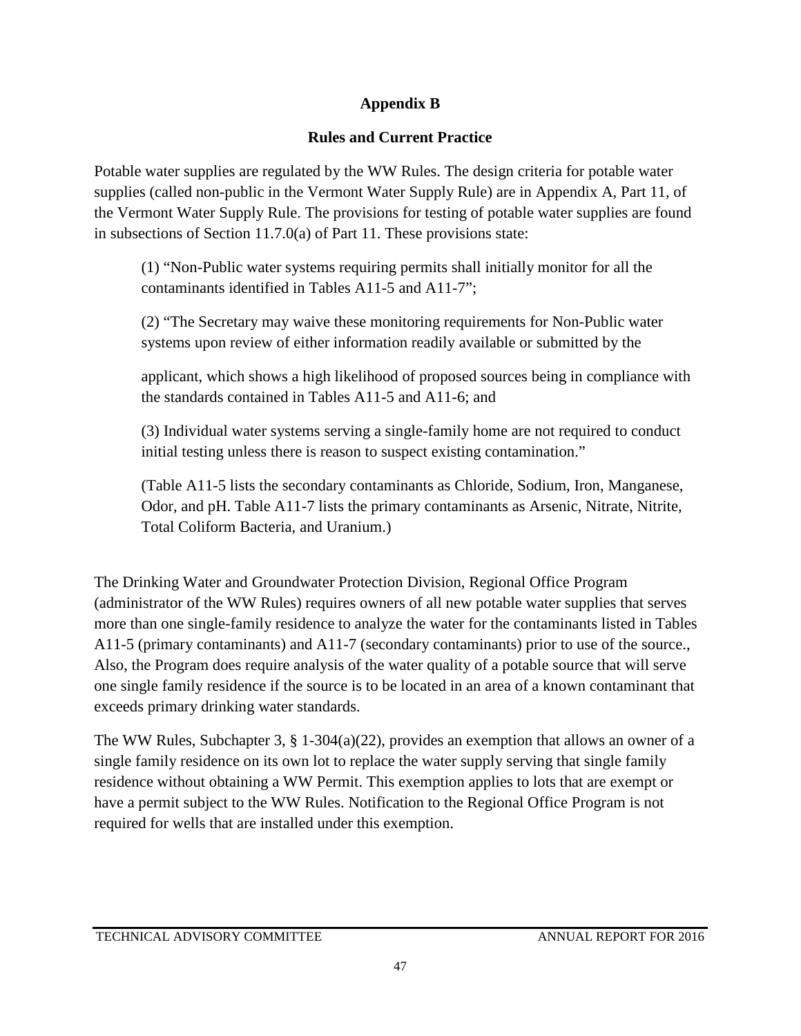## Appendix B

## Rules and Current Practice

Potable water supplies are regulated by the WW Rules. The design criteria for potable water supplies (called non-public in the Vermont Water Supply Rule) are in Appendix A, Part 11, of the Vermont Water Supply Rule. The provisions for testing of potable water supplies are found in subsections of Section 11.7.0(a) of Part 11. These provisions state:

> (1) "Non-Public water systems requiring permits shall initially monitor for all the contaminants identified in Tables A11-5 and A11-7";
>
> (2) "The Secretary may waive these monitoring requirements for Non-Public water systems upon review of either information readily available or submitted by the
>
> applicant, which shows a high likelihood of proposed sources being in compliance with the standards contained in Tables A11-5 and A11-6; and
>
> (3) Individual water systems serving a single-family home are not required to conduct initial testing unless there is reason to suspect existing contamination."
>
> (Table A11-5 lists the secondary contaminants as Chloride, Sodium, Iron, Manganese, Odor, and pH. Table A11-7 lists the primary contaminants as Arsenic, Nitrate, Nitrite, Total Coliform Bacteria, and Uranium.)

The Drinking Water and Groundwater Protection Division, Regional Office Program (administrator of the WW Rules) requires owners of all new potable water supplies that serves more than one single-family residence to analyze the water for the contaminants listed in Tables A11-5 (primary contaminants) and A11-7 (secondary contaminants) prior to use of the source., Also, the Program does require analysis of the water quality of a potable source that will serve one single family residence if the source is to be located in an area of a known contaminant that exceeds primary drinking water standards.

The WW Rules, Subchapter 3, § 1-304(a)(22), provides an exemption that allows an owner of a single family residence on its own lot to replace the water supply serving that single family residence without obtaining a WW Permit. This exemption applies to lots that are exempt or have a permit subject to the WW Rules. Notification to the Regional Office Program is not required for wells that are installed under this exemption.